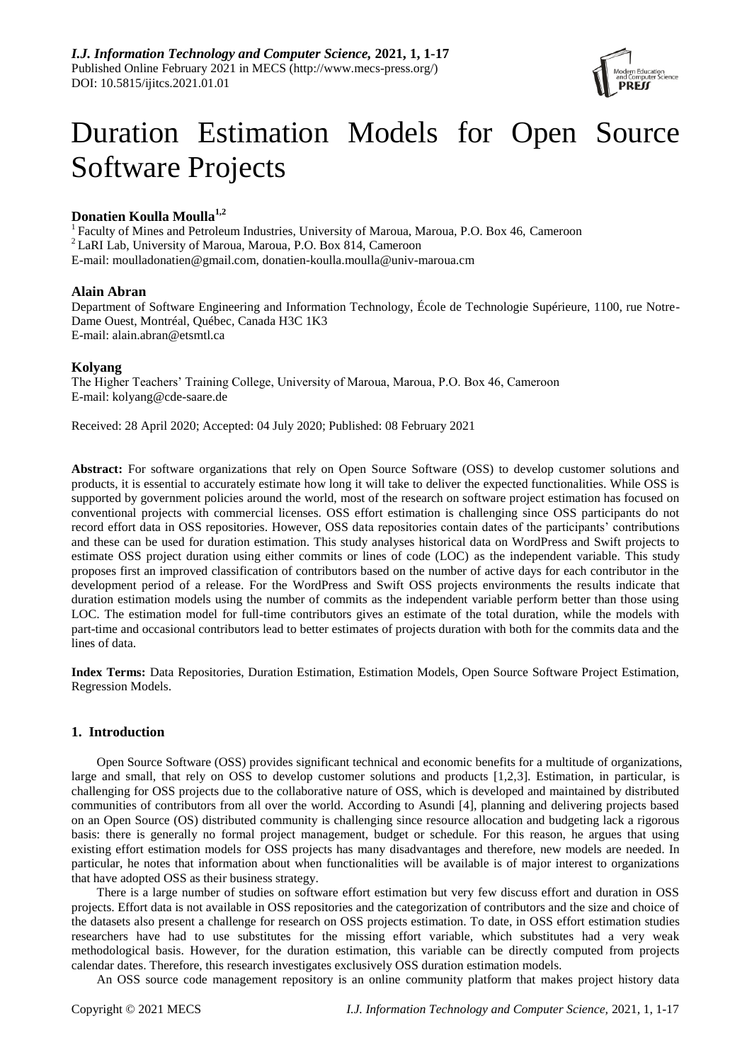// I.J. Information Technology and Computer Science, 2021, 1, 1-17 — header metadata omitted per rules

# Duration Estimation Models for Open Source Software Projects

**Donatien Koulla Moulla**[1,2]

[1] Faculty of Mines and Petroleum Industries, University of Maroua, Maroua, P.O. Box 46, Cameroon
[2] LaRI Lab, University of Maroua, Maroua, P.O. Box 814, Cameroon
E-mail: moulladonatien@gmail.com, donatien-koulla.moulla@univ-maroua.cm

**Alain Abran**

Department of Software Engineering and Information Technology, École de Technologie Supérieure, 1100, rue Notre-Dame Ouest, Montréal, Québec, Canada H3C 1K3
E-mail: alain.abran@etsmtl.ca

**Kolyang**

The Higher Teachers' Training College, University of Maroua, Maroua, P.O. Box 46, Cameroon
E-mail: kolyang@cde-saare.de

Received: 28 April 2020; Accepted: 04 July 2020; Published: 08 February 2021

**Abstract:** For software organizations that rely on Open Source Software (OSS) to develop customer solutions and products, it is essential to accurately estimate how long it will take to deliver the expected functionalities. While OSS is supported by government policies around the world, most of the research on software project estimation has focused on conventional projects with commercial licenses. OSS effort estimation is challenging since OSS participants do not record effort data in OSS repositories. However, OSS data repositories contain dates of the participants' contributions and these can be used for duration estimation. This study analyses historical data on WordPress and Swift projects to estimate OSS project duration using either commits or lines of code (LOC) as the independent variable. This study proposes first an improved classification of contributors based on the number of active days for each contributor in the development period of a release. For the WordPress and Swift OSS projects environments the results indicate that duration estimation models using the number of commits as the independent variable perform better than those using LOC. The estimation model for full-time contributors gives an estimate of the total duration, while the models with part-time and occasional contributors lead to better estimates of projects duration with both for the commits data and the lines of data.

**Index Terms:** Data Repositories, Duration Estimation, Estimation Models, Open Source Software Project Estimation, Regression Models.

## 1. Introduction

Open Source Software (OSS) provides significant technical and economic benefits for a multitude of organizations, large and small, that rely on OSS to develop customer solutions and products [1,2,3]. Estimation, in particular, is challenging for OSS projects due to the collaborative nature of OSS, which is developed and maintained by distributed communities of contributors from all over the world. According to Asundi [4], planning and delivering projects based on an Open Source (OS) distributed community is challenging since resource allocation and budgeting lack a rigorous basis: there is generally no formal project management, budget or schedule. For this reason, he argues that using existing effort estimation models for OSS projects has many disadvantages and therefore, new models are needed. In particular, he notes that information about when functionalities will be available is of major interest to organizations that have adopted OSS as their business strategy.

There is a large number of studies on software effort estimation but very few discuss effort and duration in OSS projects. Effort data is not available in OSS repositories and the categorization of contributors and the size and choice of the datasets also present a challenge for research on OSS projects estimation. To date, in OSS effort estimation studies researchers have had to use substitutes for the missing effort variable, which substitutes had a very weak methodological basis. However, for the duration estimation, this variable can be directly computed from projects calendar dates. Therefore, this research investigates exclusively OSS duration estimation models.

An OSS source code management repository is an online community platform that makes project history data

# Duration Estimation Models for Open Source Software Projects

**Donatien Koulla Moulla**[1,2]

[1] Faculty of Mines and Petroleum Industries, University of Maroua, Maroua, P.O. Box 46, Cameroon
[2] LaRI Lab, University of Maroua, Maroua, P.O. Box 814, Cameroon
E-mail: moulladonatien@gmail.com, donatien-koulla.moulla@univ-maroua.cm

**Alain Abran**

Department of Software Engineering and Information Technology, École de Technologie Supérieure, 1100, rue Notre-Dame Ouest, Montréal, Québec, Canada H3C 1K3
E-mail: alain.abran@etsmtl.ca

**Kolyang**

The Higher Teachers' Training College, University of Maroua, Maroua, P.O. Box 46, Cameroon
E-mail: kolyang@cde-saare.de

Received: 28 April 2020; Accepted: 04 July 2020; Published: 08 February 2021

**Abstract:** For software organizations that rely on Open Source Software (OSS) to develop customer solutions and products, it is essential to accurately estimate how long it will take to deliver the expected functionalities. While OSS is supported by government policies around the world, most of the research on software project estimation has focused on conventional projects with commercial licenses. OSS effort estimation is challenging since OSS participants do not record effort data in OSS repositories. However, OSS data repositories contain dates of the participants' contributions and these can be used for duration estimation. This study analyses historical data on WordPress and Swift projects to estimate OSS project duration using either commits or lines of code (LOC) as the independent variable. This study proposes first an improved classification of contributors based on the number of active days for each contributor in the development period of a release. For the WordPress and Swift OSS projects environments the results indicate that duration estimation models using the number of commits as the independent variable perform better than those using LOC. The estimation model for full-time contributors gives an estimate of the total duration, while the models with part-time and occasional contributors lead to better estimates of projects duration with both for the commits data and the lines of data.

**Index Terms:** Data Repositories, Duration Estimation, Estimation Models, Open Source Software Project Estimation, Regression Models.

## 1. Introduction

Open Source Software (OSS) provides significant technical and economic benefits for a multitude of organizations, large and small, that rely on OSS to develop customer solutions and products [1,2,3]. Estimation, in particular, is challenging for OSS projects due to the collaborative nature of OSS, which is developed and maintained by distributed communities of contributors from all over the world. According to Asundi [4], planning and delivering projects based on an Open Source (OS) distributed community is challenging since resource allocation and budgeting lack a rigorous basis: there is generally no formal project management, budget or schedule. For this reason, he argues that using existing effort estimation models for OSS projects has many disadvantages and therefore, new models are needed. In particular, he notes that information about when functionalities will be available is of major interest to organizations that have adopted OSS as their business strategy.

There is a large number of studies on software effort estimation but very few discuss effort and duration in OSS projects. Effort data is not available in OSS repositories and the categorization of contributors and the size and choice of the datasets also present a challenge for research on OSS projects estimation. To date, in OSS effort estimation studies researchers have had to use substitutes for the missing effort variable, which substitutes had a very weak methodological basis. However, for the duration estimation, this variable can be directly computed from projects calendar dates. Therefore, this research investigates exclusively OSS duration estimation models.

An OSS source code management repository is an online community platform that makes project history data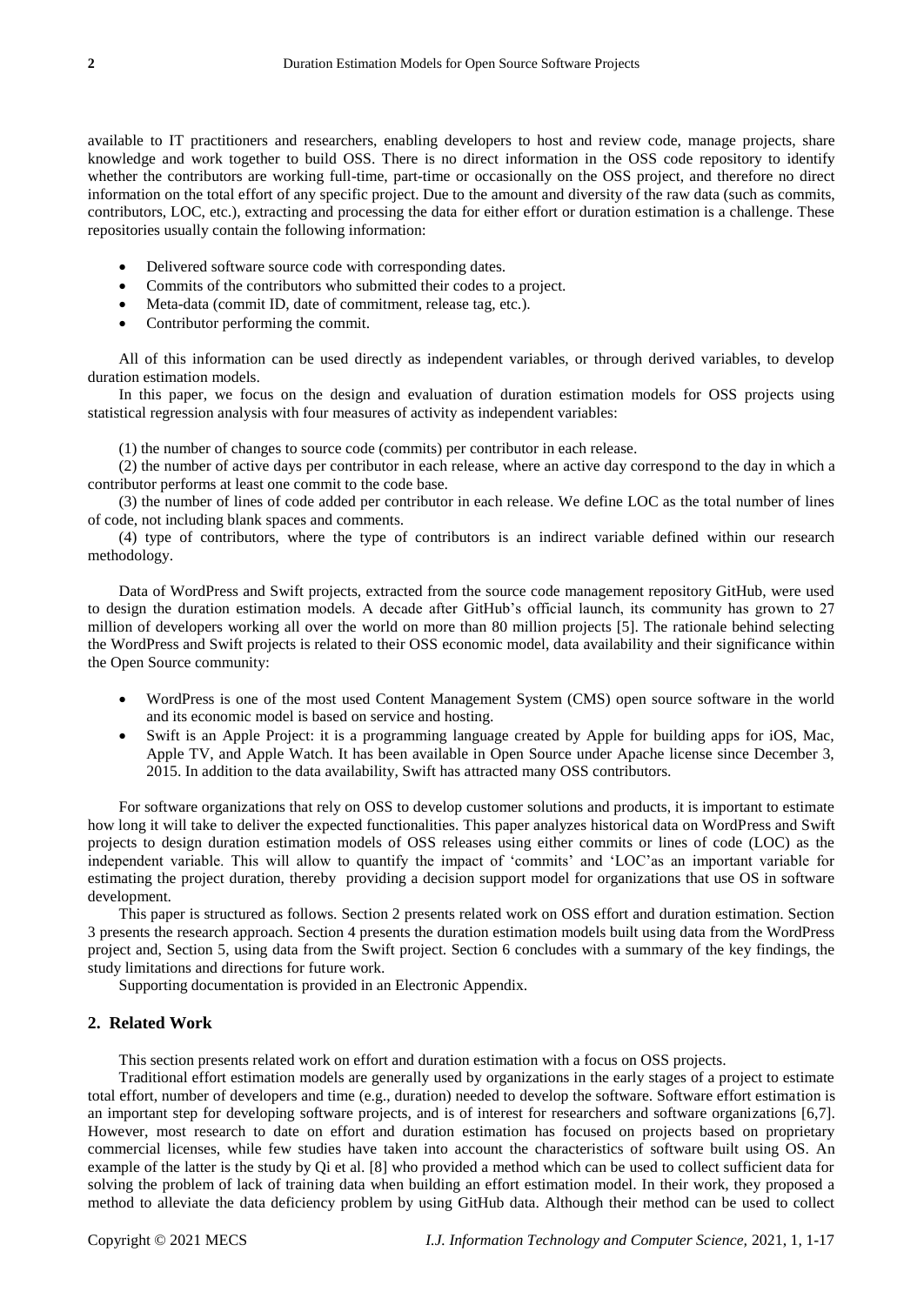available to IT practitioners and researchers, enabling developers to host and review code, manage projects, share knowledge and work together to build OSS. There is no direct information in the OSS code repository to identify whether the contributors are working full-time, part-time or occasionally on the OSS project, and therefore no direct information on the total effort of any specific project. Due to the amount and diversity of the raw data (such as commits, contributors, LOC, etc.), extracting and processing the data for either effort or duration estimation is a challenge. These repositories usually contain the following information:

- Delivered software source code with corresponding dates.
- Commits of the contributors who submitted their codes to a project.
- Meta-data (commit ID, date of commitment, release tag, etc.).
- Contributor performing the commit.

All of this information can be used directly as independent variables, or through derived variables, to develop duration estimation models.

In this paper, we focus on the design and evaluation of duration estimation models for OSS projects using statistical regression analysis with four measures of activity as independent variables:

(1) the number of changes to source code (commits) per contributor in each release.

(2) the number of active days per contributor in each release, where an active day correspond to the day in which a contributor performs at least one commit to the code base.

(3) the number of lines of code added per contributor in each release. We define LOC as the total number of lines of code, not including blank spaces and comments.

(4) type of contributors, where the type of contributors is an indirect variable defined within our research methodology.

Data of WordPress and Swift projects, extracted from the source code management repository GitHub, were used to design the duration estimation models. A decade after GitHub's official launch, its community has grown to 27 million of developers working all over the world on more than 80 million projects [5]. The rationale behind selecting the WordPress and Swift projects is related to their OSS economic model, data availability and their significance within the Open Source community:

- WordPress is one of the most used Content Management System (CMS) open source software in the world and its economic model is based on service and hosting.
- Swift is an Apple Project: it is a programming language created by Apple for building apps for iOS, Mac, Apple TV, and Apple Watch. It has been available in Open Source under Apache license since December 3, 2015. In addition to the data availability, Swift has attracted many OSS contributors.

For software organizations that rely on OSS to develop customer solutions and products, it is important to estimate how long it will take to deliver the expected functionalities. This paper analyzes historical data on WordPress and Swift projects to design duration estimation models of OSS releases using either commits or lines of code (LOC) as the independent variable. This will allow to quantify the impact of 'commits' and 'LOC'as an important variable for estimating the project duration, thereby providing a decision support model for organizations that use OS in software development.

This paper is structured as follows. Section 2 presents related work on OSS effort and duration estimation. Section 3 presents the research approach. Section 4 presents the duration estimation models built using data from the WordPress project and, Section 5, using data from the Swift project. Section 6 concludes with a summary of the key findings, the study limitations and directions for future work.

Supporting documentation is provided in an Electronic Appendix.

## 2. Related Work

This section presents related work on effort and duration estimation with a focus on OSS projects.

Traditional effort estimation models are generally used by organizations in the early stages of a project to estimate total effort, number of developers and time (e.g., duration) needed to develop the software. Software effort estimation is an important step for developing software projects, and is of interest for researchers and software organizations [6,7]. However, most research to date on effort and duration estimation has focused on projects based on proprietary commercial licenses, while few studies have taken into account the characteristics of software built using OS. An example of the latter is the study by Qi et al. [8] who provided a method which can be used to collect sufficient data for solving the problem of lack of training data when building an effort estimation model. In their work, they proposed a method to alleviate the data deficiency problem by using GitHub data. Although their method can be used to collect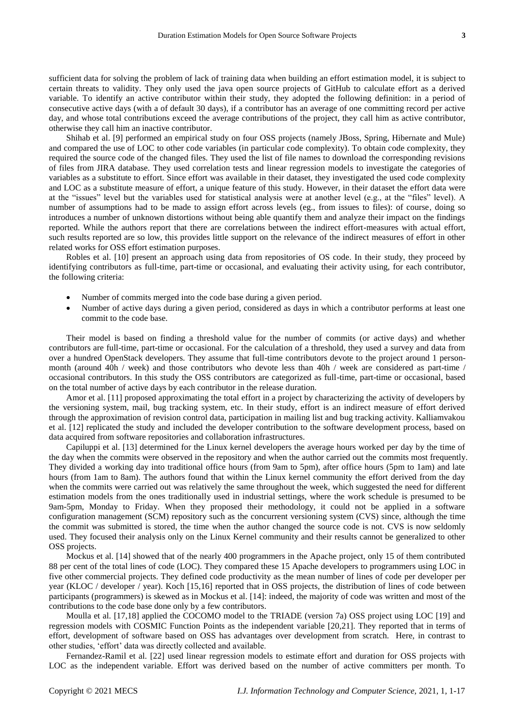sufficient data for solving the problem of lack of training data when building an effort estimation model, it is subject to certain threats to validity. They only used the java open source projects of GitHub to calculate effort as a derived variable. To identify an active contributor within their study, they adopted the following definition: in a period of consecutive active days (with a of default 30 days), if a contributor has an average of one committing record per active day, and whose total contributions exceed the average contributions of the project, they call him as active contributor, otherwise they call him an inactive contributor.

Shihab et al. [9] performed an empirical study on four OSS projects (namely JBoss, Spring, Hibernate and Mule) and compared the use of LOC to other code variables (in particular code complexity). To obtain code complexity, they required the source code of the changed files. They used the list of file names to download the corresponding revisions of files from JIRA database. They used correlation tests and linear regression models to investigate the categories of variables as a substitute to effort. Since effort was available in their dataset, they investigated the used code complexity and LOC as a substitute measure of effort, a unique feature of this study. However, in their dataset the effort data were at the "issues" level but the variables used for statistical analysis were at another level (e.g., at the "files" level). A number of assumptions had to be made to assign effort across levels (eg., from issues to files): of course, doing so introduces a number of unknown distortions without being able quantify them and analyze their impact on the findings reported. While the authors report that there are correlations between the indirect effort-measures with actual effort, such results reported are so low, this provides little support on the relevance of the indirect measures of effort in other related works for OSS effort estimation purposes.

Robles et al. [10] present an approach using data from repositories of OS code. In their study, they proceed by identifying contributors as full-time, part-time or occasional, and evaluating their activity using, for each contributor, the following criteria:

- Number of commits merged into the code base during a given period.
- Number of active days during a given period, considered as days in which a contributor performs at least one commit to the code base.

Their model is based on finding a threshold value for the number of commits (or active days) and whether contributors are full-time, part-time or occasional. For the calculation of a threshold, they used a survey and data from over a hundred OpenStack developers. They assume that full-time contributors devote to the project around 1 person-month (around 40h / week) and those contributors who devote less than 40h / week are considered as part-time / occasional contributors. In this study the OSS contributors are categorized as full-time, part-time or occasional, based on the total number of active days by each contributor in the release duration.

Amor et al. [11] proposed approximating the total effort in a project by characterizing the activity of developers by the versioning system, mail, bug tracking system, etc. In their study, effort is an indirect measure of effort derived through the approximation of revision control data, participation in mailing list and bug tracking activity. Kalliamvakou et al. [12] replicated the study and included the developer contribution to the software development process, based on data acquired from software repositories and collaboration infrastructures.

Capiluppi et al. [13] determined for the Linux kernel developers the average hours worked per day by the time of the day when the commits were observed in the repository and when the author carried out the commits most frequently. They divided a working day into traditional office hours (from 9am to 5pm), after office hours (5pm to 1am) and late hours (from 1am to 8am). The authors found that within the Linux kernel community the effort derived from the day when the commits were carried out was relatively the same throughout the week, which suggested the need for different estimation models from the ones traditionally used in industrial settings, where the work schedule is presumed to be 9am-5pm, Monday to Friday. When they proposed their methodology, it could not be applied in a software configuration management (SCM) repository such as the concurrent versioning system (CVS) since, although the time the commit was submitted is stored, the time when the author changed the source code is not. CVS is now seldomly used. They focused their analysis only on the Linux Kernel community and their results cannot be generalized to other OSS projects.

Mockus et al. [14] showed that of the nearly 400 programmers in the Apache project, only 15 of them contributed 88 per cent of the total lines of code (LOC). They compared these 15 Apache developers to programmers using LOC in five other commercial projects. They defined code productivity as the mean number of lines of code per developer per year (KLOC / developer / year). Koch [15,16] reported that in OSS projects, the distribution of lines of code between participants (programmers) is skewed as in Mockus et al. [14]: indeed, the majority of code was written and most of the contributions to the code base done only by a few contributors.

Moulla et al. [17,18] applied the COCOMO model to the TRIADE (version 7a) OSS project using LOC [19] and regression models with COSMIC Function Points as the independent variable [20,21]. They reported that in terms of effort, development of software based on OSS has advantages over development from scratch. Here, in contrast to other studies, 'effort' data was directly collected and available.

Fernandez-Ramil et al. [22] used linear regression models to estimate effort and duration for OSS projects with LOC as the independent variable. Effort was derived based on the number of active committers per month. To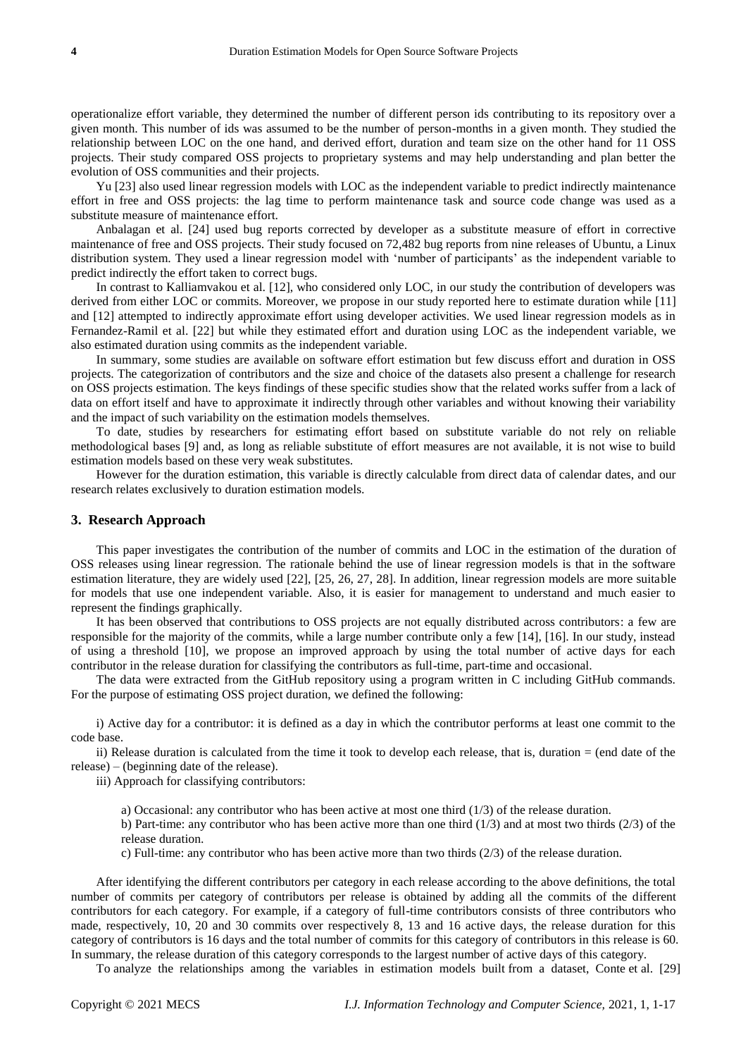operationalize effort variable, they determined the number of different person ids contributing to its repository over a given month. This number of ids was assumed to be the number of person-months in a given month. They studied the relationship between LOC on the one hand, and derived effort, duration and team size on the other hand for 11 OSS projects. Their study compared OSS projects to proprietary systems and may help understanding and plan better the evolution of OSS communities and their projects.

Yu [23] also used linear regression models with LOC as the independent variable to predict indirectly maintenance effort in free and OSS projects: the lag time to perform maintenance task and source code change was used as a substitute measure of maintenance effort.

Anbalagan et al. [24] used bug reports corrected by developer as a substitute measure of effort in corrective maintenance of free and OSS projects. Their study focused on 72,482 bug reports from nine releases of Ubuntu, a Linux distribution system. They used a linear regression model with 'number of participants' as the independent variable to predict indirectly the effort taken to correct bugs.

In contrast to Kalliamvakou et al. [12], who considered only LOC, in our study the contribution of developers was derived from either LOC or commits. Moreover, we propose in our study reported here to estimate duration while [11] and [12] attempted to indirectly approximate effort using developer activities. We used linear regression models as in Fernandez-Ramil et al. [22] but while they estimated effort and duration using LOC as the independent variable, we also estimated duration using commits as the independent variable.

In summary, some studies are available on software effort estimation but few discuss effort and duration in OSS projects. The categorization of contributors and the size and choice of the datasets also present a challenge for research on OSS projects estimation. The keys findings of these specific studies show that the related works suffer from a lack of data on effort itself and have to approximate it indirectly through other variables and without knowing their variability and the impact of such variability on the estimation models themselves.

To date, studies by researchers for estimating effort based on substitute variable do not rely on reliable methodological bases [9] and, as long as reliable substitute of effort measures are not available, it is not wise to build estimation models based on these very weak substitutes.

However for the duration estimation, this variable is directly calculable from direct data of calendar dates, and our research relates exclusively to duration estimation models.

## 3. Research Approach

This paper investigates the contribution of the number of commits and LOC in the estimation of the duration of OSS releases using linear regression. The rationale behind the use of linear regression models is that in the software estimation literature, they are widely used [22], [25, 26, 27, 28]. In addition, linear regression models are more suitable for models that use one independent variable. Also, it is easier for management to understand and much easier to represent the findings graphically.

It has been observed that contributions to OSS projects are not equally distributed across contributors: a few are responsible for the majority of the commits, while a large number contribute only a few [14], [16]. In our study, instead of using a threshold [10], we propose an improved approach by using the total number of active days for each contributor in the release duration for classifying the contributors as full-time, part-time and occasional.

The data were extracted from the GitHub repository using a program written in C including GitHub commands. For the purpose of estimating OSS project duration, we defined the following:

i) Active day for a contributor: it is defined as a day in which the contributor performs at least one commit to the code base.

ii) Release duration is calculated from the time it took to develop each release, that is, duration = (end date of the release) – (beginning date of the release).

iii) Approach for classifying contributors:

a) Occasional: any contributor who has been active at most one third (1/3) of the release duration.

b) Part-time: any contributor who has been active more than one third (1/3) and at most two thirds (2/3) of the release duration.

c) Full-time: any contributor who has been active more than two thirds (2/3) of the release duration.

After identifying the different contributors per category in each release according to the above definitions, the total number of commits per category of contributors per release is obtained by adding all the commits of the different contributors for each category. For example, if a category of full-time contributors consists of three contributors who made, respectively, 10, 20 and 30 commits over respectively 8, 13 and 16 active days, the release duration for this category of contributors is 16 days and the total number of commits for this category of contributors in this release is 60. In summary, the release duration of this category corresponds to the largest number of active days of this category.

To analyze the relationships among the variables in estimation models built from a dataset, Conte et al. [29]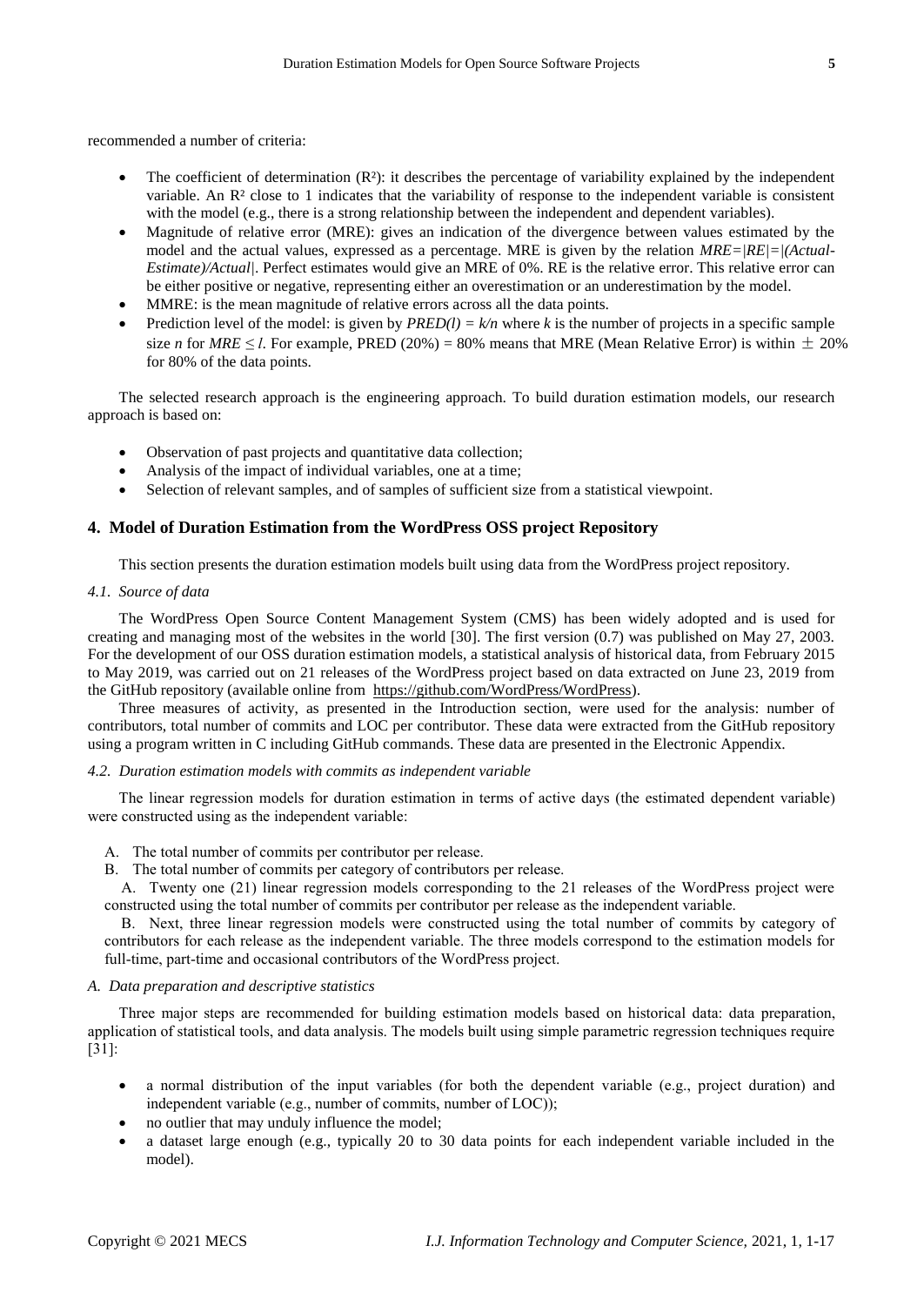recommended a number of criteria:

- The coefficient of determination ($R^2$): it describes the percentage of variability explained by the independent variable. An $R^2$ close to 1 indicates that the variability of response to the independent variable is consistent with the model (e.g., there is a strong relationship between the independent and dependent variables).
- Magnitude of relative error (MRE): gives an indication of the divergence between values estimated by the model and the actual values, expressed as a percentage. MRE is given by the relation $MRE=|RE|=|(Actual-Estimate)/Actual|$. Perfect estimates would give an MRE of 0%. RE is the relative error. This relative error can be either positive or negative, representing either an overestimation or an underestimation by the model.
- MMRE: is the mean magnitude of relative errors across all the data points.
- Prediction level of the model: is given by $PRED(l) = k/n$ where $k$ is the number of projects in a specific sample size $n$ for $MRE \leq l$. For example, PRED (20%) = 80% means that MRE (Mean Relative Error) is within $\pm$ 20% for 80% of the data points.

The selected research approach is the engineering approach. To build duration estimation models, our research approach is based on:

- Observation of past projects and quantitative data collection;
- Analysis of the impact of individual variables, one at a time;
- Selection of relevant samples, and of samples of sufficient size from a statistical viewpoint.

## 4. Model of Duration Estimation from the WordPress OSS project Repository

This section presents the duration estimation models built using data from the WordPress project repository.

### *4.1. Source of data*

The WordPress Open Source Content Management System (CMS) has been widely adopted and is used for creating and managing most of the websites in the world [30]. The first version (0.7) was published on May 27, 2003. For the development of our OSS duration estimation models, a statistical analysis of historical data, from February 2015 to May 2019, was carried out on 21 releases of the WordPress project based on data extracted on June 23, 2019 from the GitHub repository (available online from https://github.com/WordPress/WordPress).

Three measures of activity, as presented in the Introduction section, were used for the analysis: number of contributors, total number of commits and LOC per contributor. These data were extracted from the GitHub repository using a program written in C including GitHub commands. These data are presented in the Electronic Appendix.

### *4.2. Duration estimation models with commits as independent variable*

The linear regression models for duration estimation in terms of active days (the estimated dependent variable) were constructed using as the independent variable:

A. The total number of commits per contributor per release.
B. The total number of commits per category of contributors per release.

A. Twenty one (21) linear regression models corresponding to the 21 releases of the WordPress project were constructed using the total number of commits per contributor per release as the independent variable.

B. Next, three linear regression models were constructed using the total number of commits by category of contributors for each release as the independent variable. The three models correspond to the estimation models for full-time, part-time and occasional contributors of the WordPress project.

### *A. Data preparation and descriptive statistics*

Three major steps are recommended for building estimation models based on historical data: data preparation, application of statistical tools, and data analysis. The models built using simple parametric regression techniques require [31]:

- a normal distribution of the input variables (for both the dependent variable (e.g., project duration) and independent variable (e.g., number of commits, number of LOC));
- no outlier that may unduly influence the model;
- a dataset large enough (e.g., typically 20 to 30 data points for each independent variable included in the model).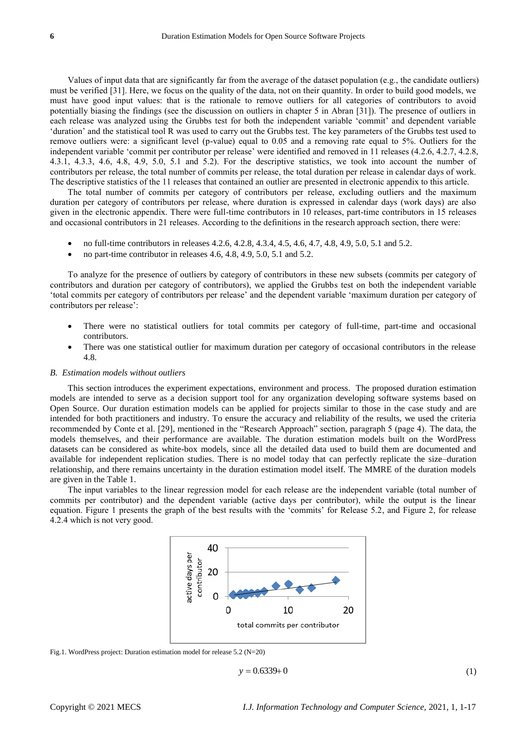Values of input data that are significantly far from the average of the dataset population (e.g., the candidate outliers) must be verified [31]. Here, we focus on the quality of the data, not on their quantity. In order to build good models, we must have good input values: that is the rationale to remove outliers for all categories of contributors to avoid potentially biasing the findings (see the discussion on outliers in chapter 5 in Abran [31]). The presence of outliers in each release was analyzed using the Grubbs test for both the independent variable 'commit' and dependent variable 'duration' and the statistical tool R was used to carry out the Grubbs test. The key parameters of the Grubbs test used to remove outliers were: a significant level (p-value) equal to 0.05 and a removing rate equal to 5%. Outliers for the independent variable 'commit per contributor per release' were identified and removed in 11 releases (4.2.6, 4.2.7, 4.2.8, 4.3.1, 4.3.3, 4.6, 4.8, 4.9, 5.0, 5.1 and 5.2). For the descriptive statistics, we took into account the number of contributors per release, the total number of commits per release, the total duration per release in calendar days of work. The descriptive statistics of the 11 releases that contained an outlier are presented in electronic appendix to this article.

The total number of commits per category of contributors per release, excluding outliers and the maximum duration per category of contributors per release, where duration is expressed in calendar days (work days) are also given in the electronic appendix. There were full-time contributors in 10 releases, part-time contributors in 15 releases and occasional contributors in 21 releases. According to the definitions in the research approach section, there were:

- no full-time contributors in releases 4.2.6, 4.2.8, 4.3.4, 4.5, 4.6, 4.7, 4.8, 4.9, 5.0, 5.1 and 5.2.
- no part-time contributor in releases 4.6, 4.8, 4.9, 5.0, 5.1 and 5.2.

To analyze for the presence of outliers by category of contributors in these new subsets (commits per category of contributors and duration per category of contributors), we applied the Grubbs test on both the independent variable 'total commits per category of contributors per release' and the dependent variable 'maximum duration per category of contributors per release':

- There were no statistical outliers for total commits per category of full-time, part-time and occasional contributors.
- There was one statistical outlier for maximum duration per category of occasional contributors in the release 4.8.

### *B. Estimation models without outliers*

This section introduces the experiment expectations, environment and process. The proposed duration estimation models are intended to serve as a decision support tool for any organization developing software systems based on Open Source. Our duration estimation models can be applied for projects similar to those in the case study and are intended for both practitioners and industry. To ensure the accuracy and reliability of the results, we used the criteria recommended by Conte et al. [29], mentioned in the "Research Approach" section, paragraph 5 (page 4). The data, the models themselves, and their performance are available. The duration estimation models built on the WordPress datasets can be considered as white-box models, since all the detailed data used to build them are documented and available for independent replication studies. There is no model today that can perfectly replicate the size–duration relationship, and there remains uncertainty in the duration estimation model itself. The MMRE of the duration models are given in the Table 1.

The input variables to the linear regression model for each release are the independent variable (total number of commits per contributor) and the dependent variable (active days per contributor), while the output is the linear equation. Figure 1 presents the graph of the best results with the 'commits' for Release 5.2, and Figure 2, for release 4.2.4 which is not very good.

Fig.1. WordPress project: Duration estimation model for release 5.2 (N=20)

$$y = 0.6339 + 0 \tag{1}$$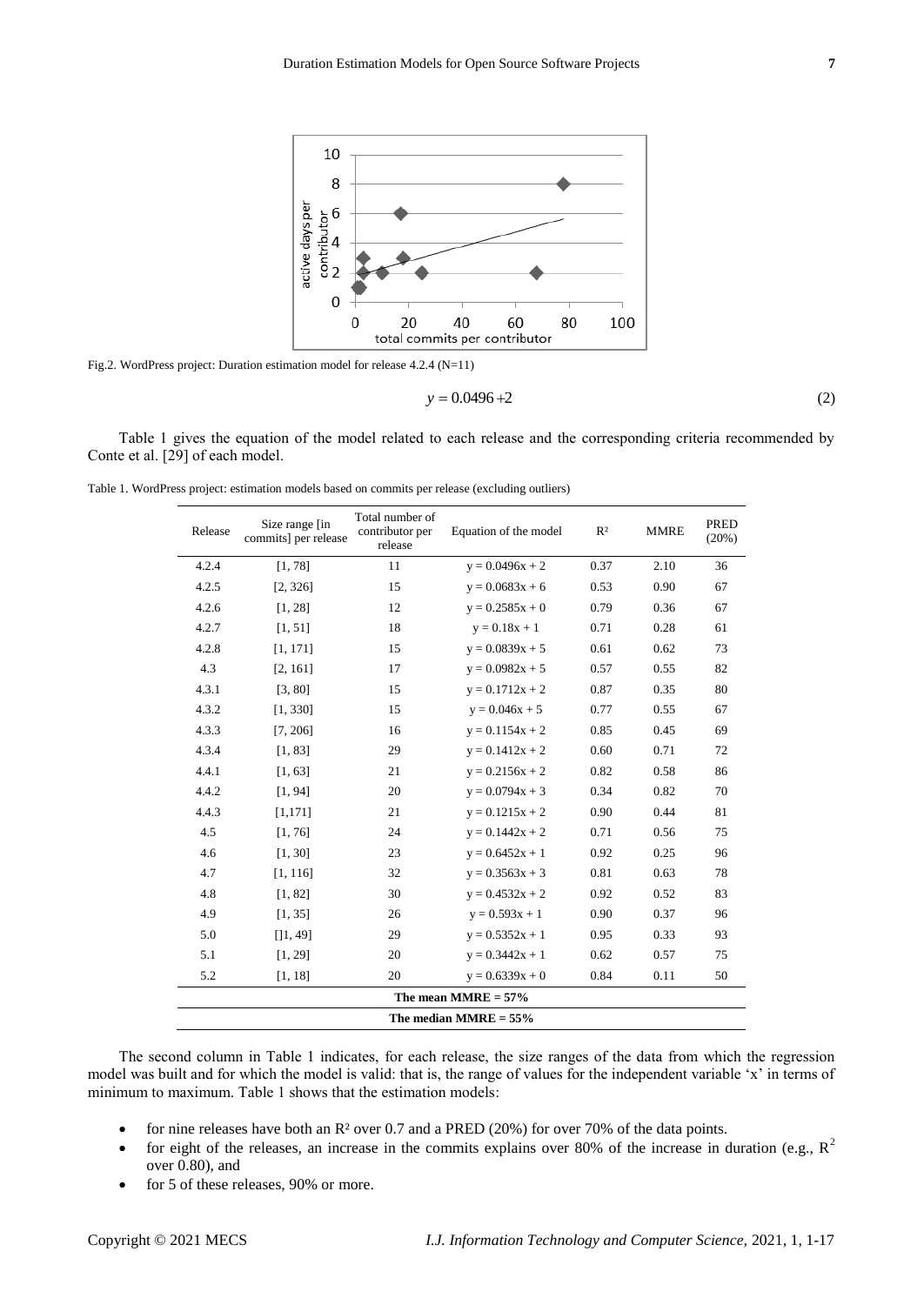Fig.2. WordPress project: Duration estimation model for release 4.2.4 (N=11)

$$y = 0.0496 + 2 \quad (2)$$

Table 1 gives the equation of the model related to each release and the corresponding criteria recommended by Conte et al. [29] of each model.

Table 1. WordPress project: estimation models based on commits per release (excluding outliers)

| Release | Size range [in commits] per release | Total number of contributor per release | Equation of the model | R² | MMRE | PRED (20%) |
|---|---|---|---|---|---|---|
| 4.2.4 | [1, 78] | 11 | y = 0.0496x + 2 | 0.37 | 2.10 | 36 |
| 4.2.5 | [2, 326] | 15 | y = 0.0683x + 6 | 0.53 | 0.90 | 67 |
| 4.2.6 | [1, 28] | 12 | y = 0.2585x + 0 | 0.79 | 0.36 | 67 |
| 4.2.7 | [1, 51] | 18 | y = 0.18x + 1 | 0.71 | 0.28 | 61 |
| 4.2.8 | [1, 171] | 15 | y = 0.0839x + 5 | 0.61 | 0.62 | 73 |
| 4.3 | [2, 161] | 17 | y = 0.0982x + 5 | 0.57 | 0.55 | 82 |
| 4.3.1 | [3, 80] | 15 | y = 0.1712x + 2 | 0.87 | 0.35 | 80 |
| 4.3.2 | [1, 330] | 15 | y = 0.046x + 5 | 0.77 | 0.55 | 67 |
| 4.3.3 | [7, 206] | 16 | y = 0.1154x + 2 | 0.85 | 0.45 | 69 |
| 4.3.4 | [1, 83] | 29 | y = 0.1412x + 2 | 0.60 | 0.71 | 72 |
| 4.4.1 | [1, 63] | 21 | y = 0.2156x + 2 | 0.82 | 0.58 | 86 |
| 4.4.2 | [1, 94] | 20 | y = 0.0794x + 3 | 0.34 | 0.82 | 70 |
| 4.4.3 | [1,171] | 21 | y = 0.1215x + 2 | 0.90 | 0.44 | 81 |
| 4.5 | [1, 76] | 24 | y = 0.1442x + 2 | 0.71 | 0.56 | 75 |
| 4.6 | [1, 30] | 23 | y = 0.6452x + 1 | 0.92 | 0.25 | 96 |
| 4.7 | [1, 116] | 32 | y = 0.3563x + 3 | 0.81 | 0.63 | 78 |
| 4.8 | [1, 82] | 30 | y = 0.4532x + 2 | 0.92 | 0.52 | 83 |
| 4.9 | [1, 35] | 26 | y = 0.593x + 1 | 0.90 | 0.37 | 96 |
| 5.0 | []1, 49] | 29 | y = 0.5352x + 1 | 0.95 | 0.33 | 93 |
| 5.1 | [1, 29] | 20 | y = 0.3442x + 1 | 0.62 | 0.57 | 75 |
| 5.2 | [1, 18] | 20 | y = 0.6339x + 0 | 0.84 | 0.11 | 50 |
| **The mean MMRE = 57%** | | | | | | |
| **The median MMRE = 55%** | | | | | | |

The second column in Table 1 indicates, for each release, the size ranges of the data from which the regression model was built and for which the model is valid: that is, the range of values for the independent variable 'x' in terms of minimum to maximum. Table 1 shows that the estimation models:

- for nine releases have both an $R^2$ over 0.7 and a PRED (20%) for over 70% of the data points.
- for eight of the releases, an increase in the commits explains over 80% of the increase in duration (e.g., $R^2$ over 0.80), and
- for 5 of these releases, 90% or more.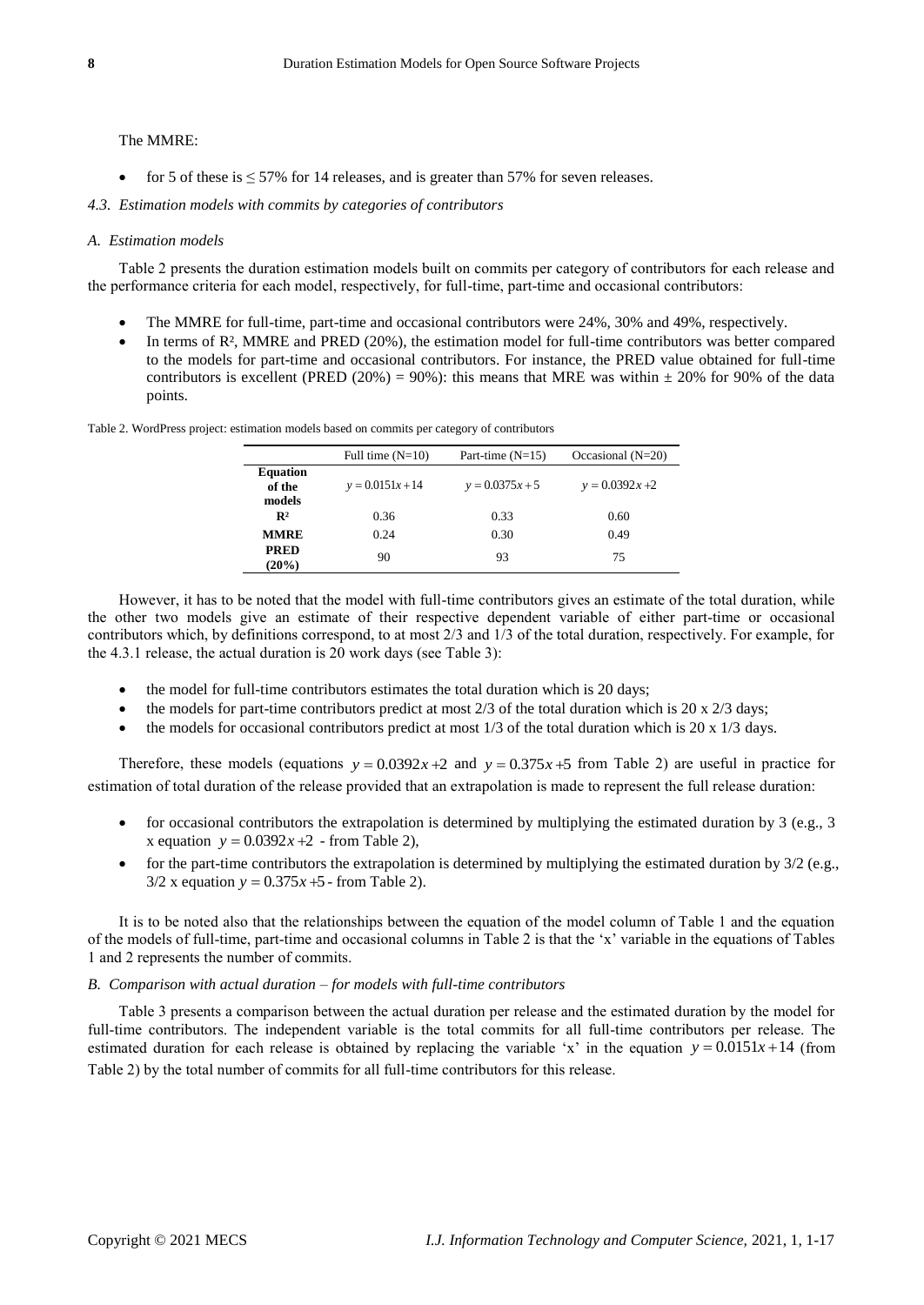The MMRE:

- for 5 of these is $\leq 57\%$ for 14 releases, and is greater than 57% for seven releases.

### *4.3. Estimation models with commits by categories of contributors*

#### *A. Estimation models*

Table 2 presents the duration estimation models built on commits per category of contributors for each release and the performance criteria for each model, respectively, for full-time, part-time and occasional contributors:

- The MMRE for full-time, part-time and occasional contributors were 24%, 30% and 49%, respectively.
- In terms of $R^2$, MMRE and PRED (20%), the estimation model for full-time contributors was better compared to the models for part-time and occasional contributors. For instance, the PRED value obtained for full-time contributors is excellent (PRED (20%) = 90%): this means that MRE was within $\pm$ 20% for 90% of the data points.

Table 2. WordPress project: estimation models based on commits per category of contributors

| | Full time (N=10) | Part-time (N=15) | Occasional (N=20) |
|---|---|---|---|
| **Equation of the models** | $y = 0.0151x + 14$ | $y = 0.0375x + 5$ | $y = 0.0392x + 2$ |
| $\mathbf{R^2}$ | 0.36 | 0.33 | 0.60 |
| **MMRE** | 0.24 | 0.30 | 0.49 |
| **PRED (20%)** | 90 | 93 | 75 |

However, it has to be noted that the model with full-time contributors gives an estimate of the total duration, while the other two models give an estimate of their respective dependent variable of either part-time or occasional contributors which, by definitions correspond, to at most 2/3 and 1/3 of the total duration, respectively. For example, for the 4.3.1 release, the actual duration is 20 work days (see Table 3):

- the model for full-time contributors estimates the total duration which is 20 days;
- the models for part-time contributors predict at most 2/3 of the total duration which is 20 x 2/3 days;
- the models for occasional contributors predict at most 1/3 of the total duration which is 20 x 1/3 days.

Therefore, these models (equations $y = 0.0392x + 2$ and $y = 0.375x + 5$ from Table 2) are useful in practice for estimation of total duration of the release provided that an extrapolation is made to represent the full release duration:

- for occasional contributors the extrapolation is determined by multiplying the estimated duration by 3 (e.g., 3 x equation $y = 0.0392x + 2$ - from Table 2),
- for the part-time contributors the extrapolation is determined by multiplying the estimated duration by 3/2 (e.g., 3/2 x equation $y = 0.375x + 5$ - from Table 2).

It is to be noted also that the relationships between the equation of the model column of Table 1 and the equation of the models of full-time, part-time and occasional columns in Table 2 is that the 'x' variable in the equations of Tables 1 and 2 represents the number of commits.

#### *B. Comparison with actual duration – for models with full-time contributors*

Table 3 presents a comparison between the actual duration per release and the estimated duration by the model for full-time contributors. The independent variable is the total commits for all full-time contributors per release. The estimated duration for each release is obtained by replacing the variable 'x' in the equation $y = 0.0151x + 14$ (from Table 2) by the total number of commits for all full-time contributors for this release.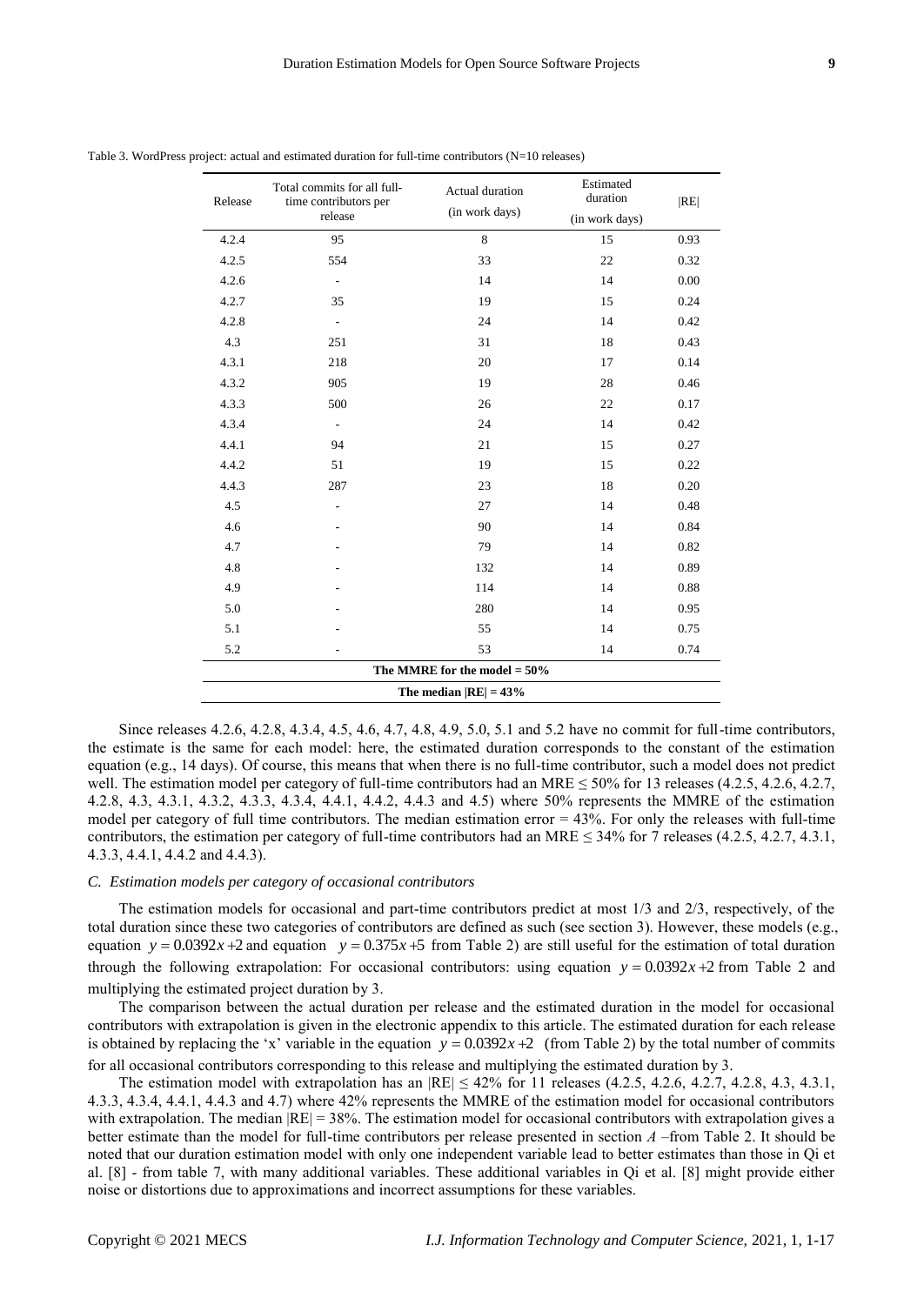Table 3. WordPress project: actual and estimated duration for full-time contributors (N=10 releases)

| Release | Total commits for all full-time contributors per release | Actual duration (in work days) | Estimated duration (in work days) | \|RE\| |
|---|---|---|---|---|
| 4.2.4 | 95 | 8 | 15 | 0.93 |
| 4.2.5 | 554 | 33 | 22 | 0.32 |
| 4.2.6 | - | 14 | 14 | 0.00 |
| 4.2.7 | 35 | 19 | 15 | 0.24 |
| 4.2.8 | - | 24 | 14 | 0.42 |
| 4.3 | 251 | 31 | 18 | 0.43 |
| 4.3.1 | 218 | 20 | 17 | 0.14 |
| 4.3.2 | 905 | 19 | 28 | 0.46 |
| 4.3.3 | 500 | 26 | 22 | 0.17 |
| 4.3.4 | - | 24 | 14 | 0.42 |
| 4.4.1 | 94 | 21 | 15 | 0.27 |
| 4.4.2 | 51 | 19 | 15 | 0.22 |
| 4.4.3 | 287 | 23 | 18 | 0.20 |
| 4.5 | - | 27 | 14 | 0.48 |
| 4.6 | - | 90 | 14 | 0.84 |
| 4.7 | - | 79 | 14 | 0.82 |
| 4.8 | - | 132 | 14 | 0.89 |
| 4.9 | - | 114 | 14 | 0.88 |
| 5.0 | - | 280 | 14 | 0.95 |
| 5.1 | - | 55 | 14 | 0.75 |
| 5.2 | - | 53 | 14 | 0.74 |
| **The MMRE for the model = 50%** | | | | |
| **The median \|RE\| = 43%** | | | | |

Since releases 4.2.6, 4.2.8, 4.3.4, 4.5, 4.6, 4.7, 4.8, 4.9, 5.0, 5.1 and 5.2 have no commit for full-time contributors, the estimate is the same for each model: here, the estimated duration corresponds to the constant of the estimation equation (e.g., 14 days). Of course, this means that when there is no full-time contributor, such a model does not predict well. The estimation model per category of full-time contributors had an MRE ≤ 50% for 13 releases (4.2.5, 4.2.6, 4.2.7, 4.2.8, 4.3, 4.3.1, 4.3.2, 4.3.3, 4.3.4, 4.4.1, 4.4.2, 4.4.3 and 4.5) where 50% represents the MMRE of the estimation model per category of full time contributors. The median estimation error = 43%. For only the releases with full-time contributors, the estimation per category of full-time contributors had an MRE ≤ 34% for 7 releases (4.2.5, 4.2.7, 4.3.1, 4.3.3, 4.4.1, 4.4.2 and 4.4.3).

### *C. Estimation models per category of occasional contributors*

The estimation models for occasional and part-time contributors predict at most 1/3 and 2/3, respectively, of the total duration since these two categories of contributors are defined as such (see section 3). However, these models (e.g., equation $y = 0.0392x + 2$ and equation $y = 0.375x + 5$ from Table 2) are still useful for the estimation of total duration through the following extrapolation: For occasional contributors: using equation $y = 0.0392x + 2$ from Table 2 and multiplying the estimated project duration by 3.

The comparison between the actual duration per release and the estimated duration in the model for occasional contributors with extrapolation is given in the electronic appendix to this article. The estimated duration for each release is obtained by replacing the 'x' variable in the equation $y = 0.0392x + 2$ (from Table 2) by the total number of commits for all occasional contributors corresponding to this release and multiplying the estimated duration by 3.

The estimation model with extrapolation has an |RE| ≤ 42% for 11 releases (4.2.5, 4.2.6, 4.2.7, 4.2.8, 4.3, 4.3.1, 4.3.3, 4.3.4, 4.4.1, 4.4.3 and 4.7) where 42% represents the MMRE of the estimation model for occasional contributors with extrapolation. The median |RE| = 38%. The estimation model for occasional contributors with extrapolation gives a better estimate than the model for full-time contributors per release presented in section *A* –from Table 2. It should be noted that our duration estimation model with only one independent variable lead to better estimates than those in Qi et al. [8] - from table 7, with many additional variables. These additional variables in Qi et al. [8] might provide either noise or distortions due to approximations and incorrect assumptions for these variables.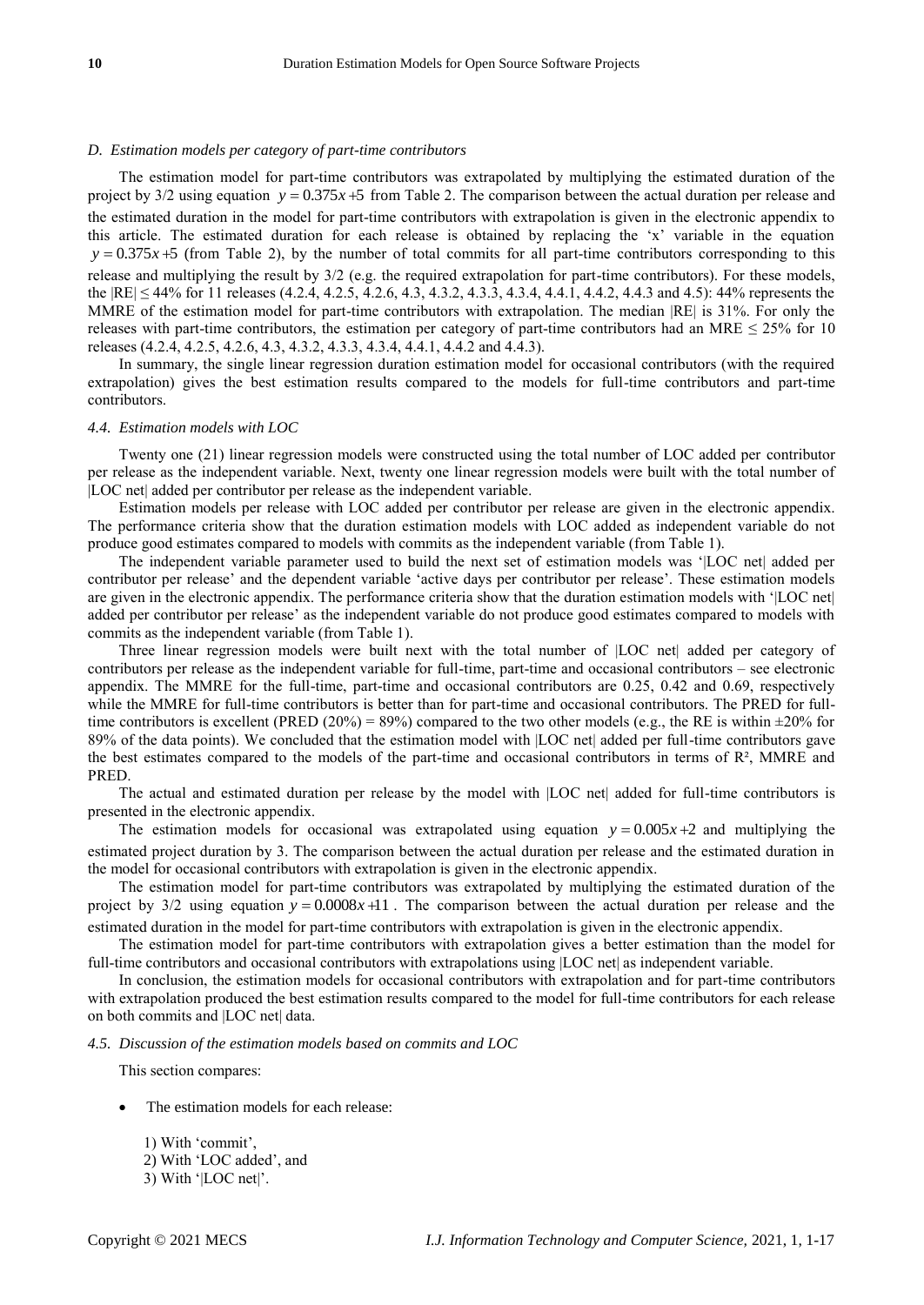### D. Estimation models per category of part-time contributors

The estimation model for part-time contributors was extrapolated by multiplying the estimated duration of the project by 3/2 using equation $y = 0.375x + 5$ from Table 2. The comparison between the actual duration per release and the estimated duration in the model for part-time contributors with extrapolation is given in the electronic appendix to this article. The estimated duration for each release is obtained by replacing the 'x' variable in the equation $y = 0.375x + 5$ (from Table 2), by the number of total commits for all part-time contributors corresponding to this release and multiplying the result by 3/2 (e.g. the required extrapolation for part-time contributors). For these models, the |RE| ≤ 44% for 11 releases (4.2.4, 4.2.5, 4.2.6, 4.3, 4.3.2, 4.3.3, 4.3.4, 4.4.1, 4.4.2, 4.4.3 and 4.5): 44% represents the MMRE of the estimation model for part-time contributors with extrapolation. The median |RE| is 31%. For only the releases with part-time contributors, the estimation per category of part-time contributors had an MRE ≤ 25% for 10 releases (4.2.4, 4.2.5, 4.2.6, 4.3, 4.3.2, 4.3.3, 4.3.4, 4.4.1, 4.4.2 and 4.4.3).

In summary, the single linear regression duration estimation model for occasional contributors (with the required extrapolation) gives the best estimation results compared to the models for full-time contributors and part-time contributors.

### 4.4. Estimation models with LOC

Twenty one (21) linear regression models were constructed using the total number of LOC added per contributor per release as the independent variable. Next, twenty one linear regression models were built with the total number of |LOC net| added per contributor per release as the independent variable.

Estimation models per release with LOC added per contributor per release are given in the electronic appendix. The performance criteria show that the duration estimation models with LOC added as independent variable do not produce good estimates compared to models with commits as the independent variable (from Table 1).

The independent variable parameter used to build the next set of estimation models was '|LOC net| added per contributor per release' and the dependent variable 'active days per contributor per release'. These estimation models are given in the electronic appendix. The performance criteria show that the duration estimation models with '|LOC net| added per contributor per release' as the independent variable do not produce good estimates compared to models with commits as the independent variable (from Table 1).

Three linear regression models were built next with the total number of |LOC net| added per category of contributors per release as the independent variable for full-time, part-time and occasional contributors – see electronic appendix. The MMRE for the full-time, part-time and occasional contributors are 0.25, 0.42 and 0.69, respectively while the MMRE for full-time contributors is better than for part-time and occasional contributors. The PRED for full-time contributors is excellent (PRED (20%) = 89%) compared to the two other models (e.g., the RE is within ±20% for 89% of the data points). We concluded that the estimation model with |LOC net| added per full-time contributors gave the best estimates compared to the models of the part-time and occasional contributors in terms of $R^2$, MMRE and PRED.

The actual and estimated duration per release by the model with |LOC net| added for full-time contributors is presented in the electronic appendix.

The estimation models for occasional was extrapolated using equation $y = 0.005x + 2$ and multiplying the estimated project duration by 3. The comparison between the actual duration per release and the estimated duration in the model for occasional contributors with extrapolation is given in the electronic appendix.

The estimation model for part-time contributors was extrapolated by multiplying the estimated duration of the project by 3/2 using equation $y = 0.0008x + 11$. The comparison between the actual duration per release and the estimated duration in the model for part-time contributors with extrapolation is given in the electronic appendix.

The estimation model for part-time contributors with extrapolation gives a better estimation than the model for full-time contributors and occasional contributors with extrapolations using |LOC net| as independent variable.

In conclusion, the estimation models for occasional contributors with extrapolation and for part-time contributors with extrapolation produced the best estimation results compared to the model for full-time contributors for each release on both commits and |LOC net| data.

### 4.5. Discussion of the estimation models based on commits and LOC

This section compares:

- The estimation models for each release:

  1) With 'commit',
  2) With 'LOC added', and
  3) With '|LOC net|'.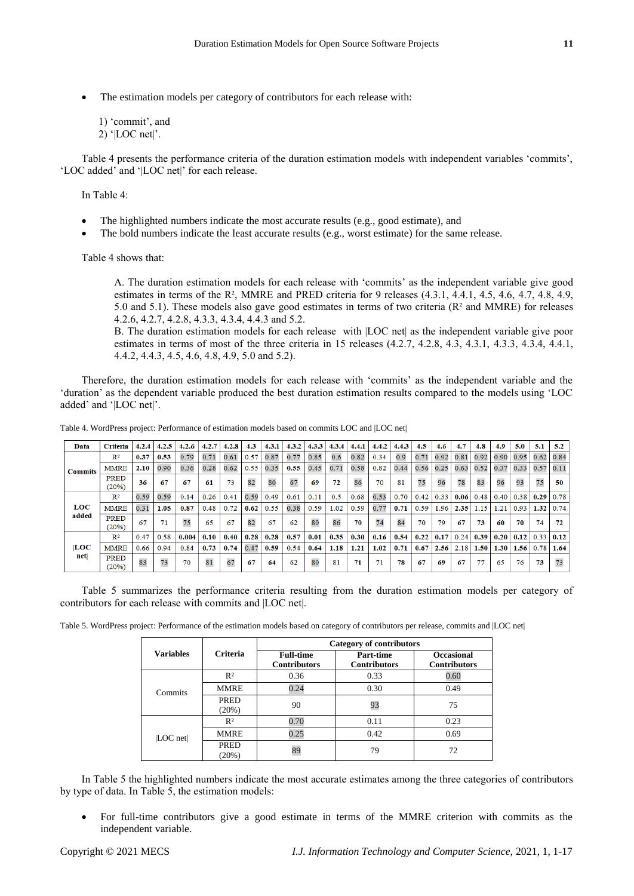- The estimation models per category of contributors for each release with:

  1) 'commit', and
  2) '|LOC net|'.

Table 4 presents the performance criteria of the duration estimation models with independent variables 'commits', 'LOC added' and '|LOC net|' for each release.

In Table 4:

- The highlighted numbers indicate the most accurate results (e.g., good estimate), and
- The bold numbers indicate the least accurate results (e.g., worst estimate) for the same release.

Table 4 shows that:

> A. The duration estimation models for each release with 'commits' as the independent variable give good estimates in terms of the $R^2$, MMRE and PRED criteria for 9 releases (4.3.1, 4.4.1, 4.5, 4.6, 4.7, 4.8, 4.9, 5.0 and 5.1). These models also gave good estimates in terms of two criteria ($R^2$ and MMRE) for releases 4.2.6, 4.2.7, 4.2.8, 4.3.3, 4.3.4, 4.4.3 and 5.2.
>
> B. The duration estimation models for each release with |LOC net| as the independent variable give poor estimates in terms of most of the three criteria in 15 releases (4.2.7, 4.2.8, 4.3, 4.3.1, 4.3.3, 4.3.4, 4.4.1, 4.4.2, 4.4.3, 4.5, 4.6, 4.8, 4.9, 5.0 and 5.2).

Therefore, the duration estimation models for each release with 'commits' as the independent variable and the 'duration' as the dependent variable produced the best duration estimation results compared to the models using 'LOC added' and '|LOC net|'.

Table 4. WordPress project: Performance of estimation models based on commits LOC and |LOC net|

| Data | Criteria | 4.2.4 | 4.2.5 | 4.2.6 | 4.2.7 | 4.2.8 | 4.3 | 4.3.1 | 4.3.2 | 4.3.3 | 4.3.4 | 4.4.1 | 4.4.2 | 4.4.3 | 4.5 | 4.6 | 4.7 | 4.8 | 4.9 | 5.0 | 5.1 | 5.2 |
|---|---|---|---|---|---|---|---|---|---|---|---|---|---|---|---|---|---|---|---|---|---|---|
| Commits | $R^2$ | **0.37** | **0.53** | 0.79 | 0.71 | 0.61 | 0.57 | 0.87 | 0.77 | 0.85 | 0.6 | 0.82 | 0.34 | 0.9 | 0.71 | 0.92 | 0.81 | 0.92 | 0.90 | 0.95 | 0.62 | 0.84 |
| | MMRE | **2.10** | 0.90 | 0.36 | 0.28 | 0.62 | 0.55 | 0.35 | **0.55** | 0.45 | 0.71 | 0.58 | 0.82 | 0.44 | 0.56 | 0.25 | 0.63 | 0.52 | 0.37 | 0.33 | 0.57 | 0.11 |
| | PRED (20%) | **36** | **67** | **67** | **61** | 73 | 82 | 80 | 67 | **69** | **72** | 86 | 70 | 81 | 75 | 96 | 78 | 83 | 96 | 93 | 75 | **50** |
| LOC added | $R^2$ | 0.59 | 0.59 | 0.14 | 0.26 | 0.41 | 0.59 | 0.49 | 0.61 | 0.11 | 0.5 | 0.68 | 0.53 | 0.70 | 0.42 | 0.33 | **0.06** | 0.48 | 0.40 | 0.38 | **0.29** | 0.78 |
| | MMRE | 0.31 | **1.05** | **0.87** | 0.48 | 0.72 | **0.62** | 0.55 | 0.38 | 0.59 | 1.02 | 0.59 | 0.77 | **0.71** | 0.59 | 1.96 | **2.35** | 1.15 | 1.21 | 0.93 | **1.32** | 0.74 |
| | PRED (20%) | 67 | 71 | 75 | 65 | 67 | 82 | 67 | 62 | 80 | 86 | **70** | 74 | 84 | 70 | 79 | **67** | **73** | **60** | **70** | 74 | 72 |
| \|LOC net\| | $R^2$ | 0.47 | 0.58 | **0.004** | **0.10** | **0.40** | **0.28** | **0.28** | **0.57** | **0.01** | **0.35** | **0.30** | **0.16** | **0.54** | **0.22** | **0.17** | 0.24 | **0.39** | **0.20** | **0.12** | 0.33 | **0.12** |
| | MMRE | 0.66 | 0.94 | 0.84 | **0.73** | **0.74** | 0.47 | **0.59** | 0.54 | **0.64** | **1.18** | **1.21** | **1.02** | **0.71** | **0.67** | **2.56** | 2.18 | **1.50** | **1.30** | **1.56** | 0.78 | **1.64** |
| | PRED (20%) | 83 | 73 | 70 | 81 | 67 | **67** | **64** | **62** | 80 | 81 | **71** | **71** | **78** | **67** | **69** | **67** | 77 | 65 | 76 | **73** | 73 |

Table 5 summarizes the performance criteria resulting from the duration estimation models per category of contributors for each release with commits and |LOC net|.

Table 5. WordPress project: Performance of the estimation models based on category of contributors per release, commits and |LOC net|

| Variables | Criteria | Category of contributors | | |
|---|---|---|---|---|
| | | Full-time Contributors | Part-time Contributors | Occasional Contributors |
| Commits | $R^2$ | 0.36 | 0.33 | 0.60 |
| | MMRE | 0.24 | 0.30 | 0.49 |
| | PRED (20%) | 90 | 93 | 75 |
| \|LOC net\| | $R^2$ | 0.70 | 0.11 | 0.23 |
| | MMRE | 0.25 | 0.42 | 0.69 |
| | PRED (20%) | 89 | 79 | 72 |

In Table 5 the highlighted numbers indicate the most accurate estimates among the three categories of contributors by type of data. In Table 5, the estimation models:

- For full-time contributors give a good estimate in terms of the MMRE criterion with commits as the independent variable.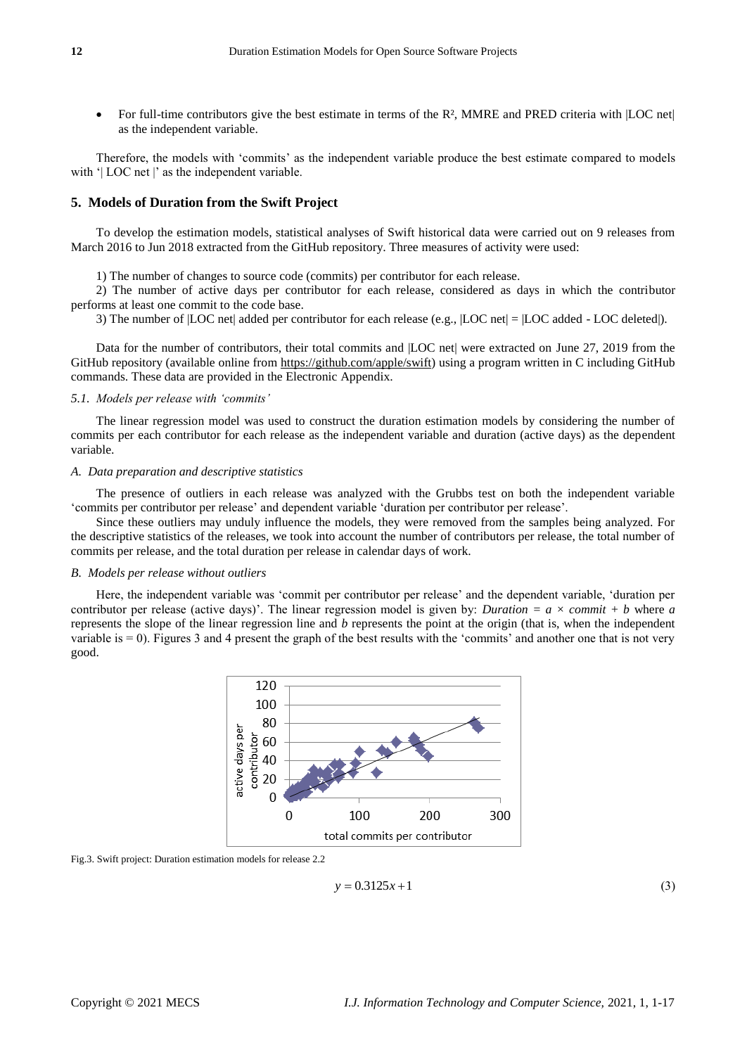- For full-time contributors give the best estimate in terms of the $R^2$, MMRE and PRED criteria with |LOC net| as the independent variable.

Therefore, the models with 'commits' as the independent variable produce the best estimate compared to models with '| LOC net |' as the independent variable.

## 5. Models of Duration from the Swift Project

To develop the estimation models, statistical analyses of Swift historical data were carried out on 9 releases from March 2016 to Jun 2018 extracted from the GitHub repository. Three measures of activity were used:

1) The number of changes to source code (commits) per contributor for each release.

2) The number of active days per contributor for each release, considered as days in which the contributor performs at least one commit to the code base.

3) The number of |LOC net| added per contributor for each release (e.g., |LOC net| = |LOC added - LOC deleted|).

Data for the number of contributors, their total commits and |LOC net| were extracted on June 27, 2019 from the GitHub repository (available online from https://github.com/apple/swift) using a program written in C including GitHub commands. These data are provided in the Electronic Appendix.

### *5.1. Models per release with 'commits'*

The linear regression model was used to construct the duration estimation models by considering the number of commits per each contributor for each release as the independent variable and duration (active days) as the dependent variable.

#### *A. Data preparation and descriptive statistics*

The presence of outliers in each release was analyzed with the Grubbs test on both the independent variable 'commits per contributor per release' and dependent variable 'duration per contributor per release'.

Since these outliers may unduly influence the models, they were removed from the samples being analyzed. For the descriptive statistics of the releases, we took into account the number of contributors per release, the total number of commits per release, and the total duration per release in calendar days of work.

#### *B. Models per release without outliers*

Here, the independent variable was 'commit per contributor per release' and the dependent variable, 'duration per contributor per release (active days)'. The linear regression model is given by: *Duration* = *a* × *commit* + *b* where *a* represents the slope of the linear regression line and *b* represents the point at the origin (that is, when the independent variable is = 0). Figures 3 and 4 present the graph of the best results with the 'commits' and another one that is not very good.

Fig.3. Swift project: Duration estimation models for release 2.2

$$y = 0.3125x + 1 \tag{3}$$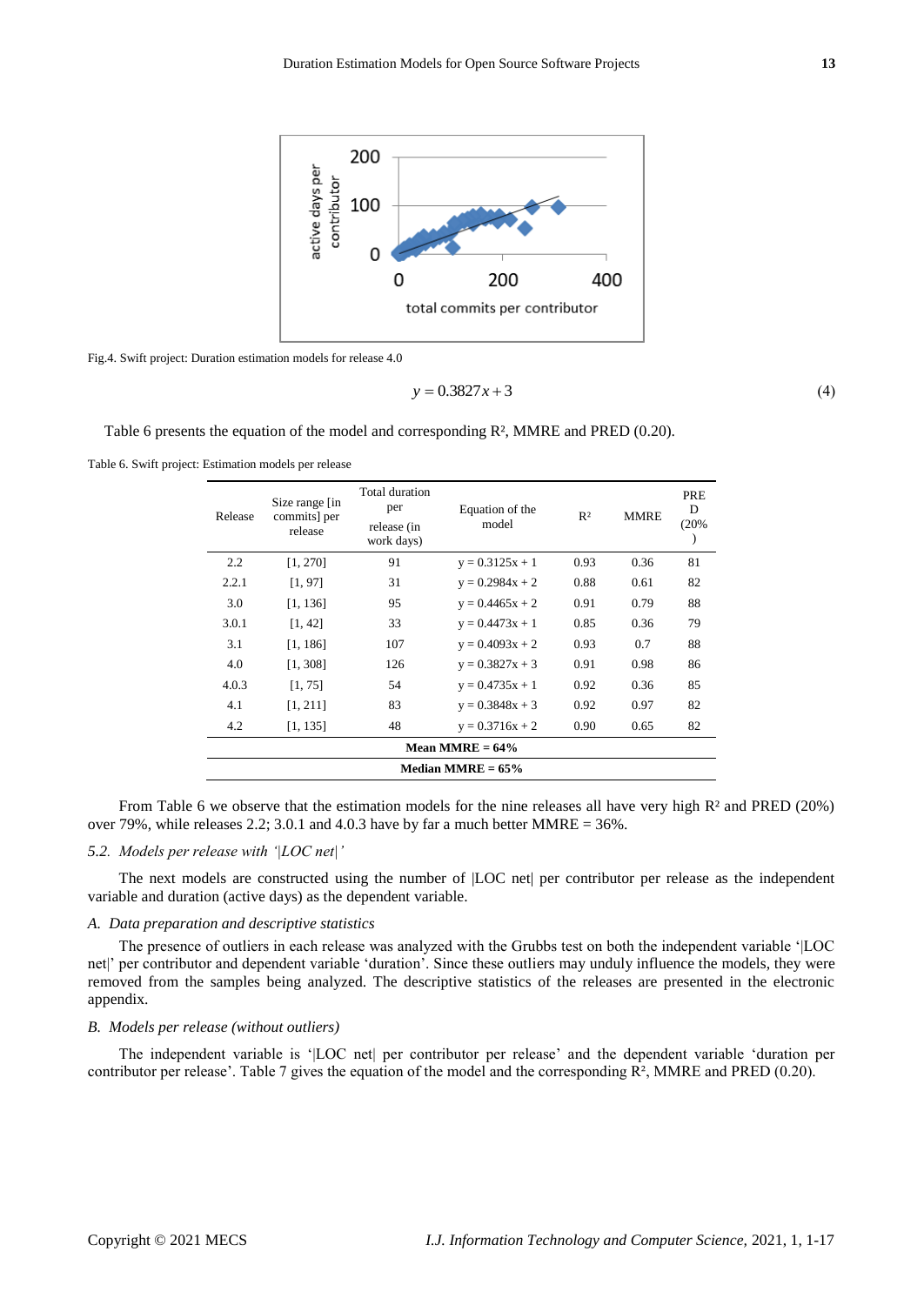Fig.4. Swift project: Duration estimation models for release 4.0

$$y = 0.3827x + 3 \tag{4}$$

Table 6 presents the equation of the model and corresponding $R^2$, MMRE and PRED (0.20).

Table 6. Swift project: Estimation models per release

| Release | Size range [in commits] per release | Total duration per release (in work days) | Equation of the model | $R^2$ | MMRE | PRED (20%) |
|---|---|---|---|---|---|---|
| 2.2 | [1, 270] | 91 | y = 0.3125x + 1 | 0.93 | 0.36 | 81 |
| 2.2.1 | [1, 97] | 31 | y = 0.2984x + 2 | 0.88 | 0.61 | 82 |
| 3.0 | [1, 136] | 95 | y = 0.4465x + 2 | 0.91 | 0.79 | 88 |
| 3.0.1 | [1, 42] | 33 | y = 0.4473x + 1 | 0.85 | 0.36 | 79 |
| 3.1 | [1, 186] | 107 | y = 0.4093x + 2 | 0.93 | 0.7 | 88 |
| 4.0 | [1, 308] | 126 | y = 0.3827x + 3 | 0.91 | 0.98 | 86 |
| 4.0.3 | [1, 75] | 54 | y = 0.4735x + 1 | 0.92 | 0.36 | 85 |
| 4.1 | [1, 211] | 83 | y = 0.3848x + 3 | 0.92 | 0.97 | 82 |
| 4.2 | [1, 135] | 48 | y = 0.3716x + 2 | 0.90 | 0.65 | 82 |
| **Mean MMRE = 64%** | | | | | | |
| **Median MMRE = 65%** | | | | | | |

From Table 6 we observe that the estimation models for the nine releases all have very high $R^2$ and PRED (20%) over 79%, while releases 2.2; 3.0.1 and 4.0.3 have by far a much better MMRE = 36%.

### *5.2. Models per release with '|LOC net|'*

The next models are constructed using the number of |LOC net| per contributor per release as the independent variable and duration (active days) as the dependent variable.

#### *A. Data preparation and descriptive statistics*

The presence of outliers in each release was analyzed with the Grubbs test on both the independent variable '|LOC net|' per contributor and dependent variable 'duration'. Since these outliers may unduly influence the models, they were removed from the samples being analyzed. The descriptive statistics of the releases are presented in the electronic appendix.

#### *B. Models per release (without outliers)*

The independent variable is '|LOC net| per contributor per release' and the dependent variable 'duration per contributor per release'. Table 7 gives the equation of the model and the corresponding $R^2$, MMRE and PRED (0.20).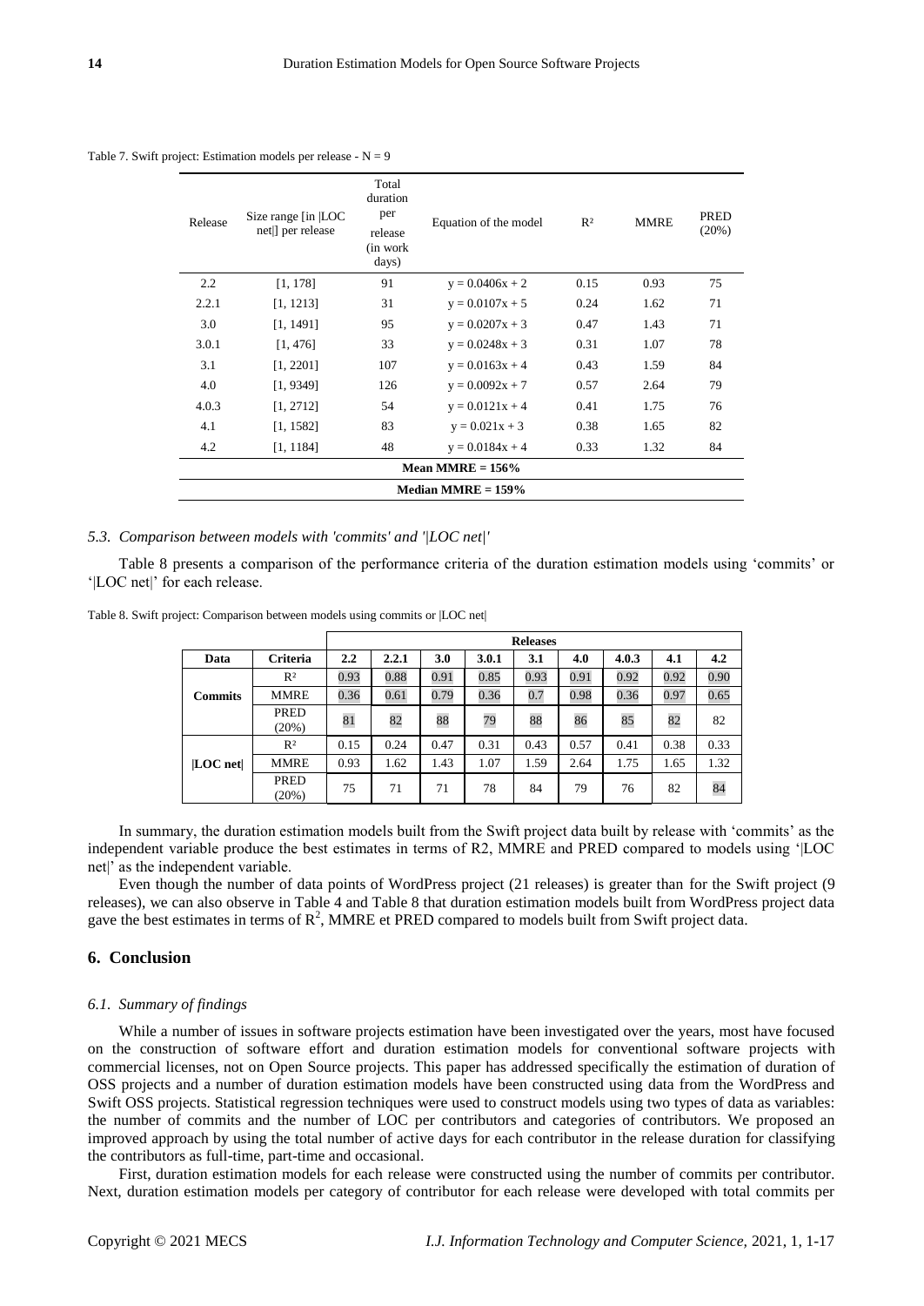Table 7. Swift project: Estimation models per release - N = 9

| Release | Size range [in \|LOC net\|] per release | Total duration per release (in work days) | Equation of the model | $R^2$ | MMRE | PRED (20%) |
|---|---|---|---|---|---|---|
| 2.2 | [1, 178] | 91 | $y = 0.0406x + 2$ | 0.15 | 0.93 | 75 |
| 2.2.1 | [1, 1213] | 31 | $y = 0.0107x + 5$ | 0.24 | 1.62 | 71 |
| 3.0 | [1, 1491] | 95 | $y = 0.0207x + 3$ | 0.47 | 1.43 | 71 |
| 3.0.1 | [1, 476] | 33 | $y = 0.0248x + 3$ | 0.31 | 1.07 | 78 |
| 3.1 | [1, 2201] | 107 | $y = 0.0163x + 4$ | 0.43 | 1.59 | 84 |
| 4.0 | [1, 9349] | 126 | $y = 0.0092x + 7$ | 0.57 | 2.64 | 79 |
| 4.0.3 | [1, 2712] | 54 | $y = 0.0121x + 4$ | 0.41 | 1.75 | 76 |
| 4.1 | [1, 1582] | 83 | $y = 0.021x + 3$ | 0.38 | 1.65 | 82 |
| 4.2 | [1, 1184] | 48 | $y = 0.0184x + 4$ | 0.33 | 1.32 | 84 |
| **Mean MMRE = 156%** | | | | | | |
| **Median MMRE = 159%** | | | | | | |

*5.3. Comparison between models with 'commits' and '|LOC net|'*

Table 8 presents a comparison of the performance criteria of the duration estimation models using 'commits' or '|LOC net|' for each release.

Table 8. Swift project: Comparison between models using commits or |LOC net|

| | | **Releases** | | | | | | | | |
|---|---|---|---|---|---|---|---|---|---|---|
| **Data** | **Criteria** | **2.2** | **2.2.1** | **3.0** | **3.0.1** | **3.1** | **4.0** | **4.0.3** | **4.1** | **4.2** |
| **Commits** | $R^2$ | 0.93 | 0.88 | 0.91 | 0.85 | 0.93 | 0.91 | 0.92 | 0.92 | 0.90 |
| | MMRE | 0.36 | 0.61 | 0.79 | 0.36 | 0.7 | 0.98 | 0.36 | 0.97 | 0.65 |
| | PRED (20%) | 81 | 82 | 88 | 79 | 88 | 86 | 85 | 82 | 82 |
| **\|LOC net\|** | $R^2$ | 0.15 | 0.24 | 0.47 | 0.31 | 0.43 | 0.57 | 0.41 | 0.38 | 0.33 |
| | MMRE | 0.93 | 1.62 | 1.43 | 1.07 | 1.59 | 2.64 | 1.75 | 1.65 | 1.32 |
| | PRED (20%) | 75 | 71 | 71 | 78 | 84 | 79 | 76 | 82 | 84 |

In summary, the duration estimation models built from the Swift project data built by release with 'commits' as the independent variable produce the best estimates in terms of R2, MMRE and PRED compared to models using '|LOC net|' as the independent variable.

Even though the number of data points of WordPress project (21 releases) is greater than for the Swift project (9 releases), we can also observe in Table 4 and Table 8 that duration estimation models built from WordPress project data gave the best estimates in terms of $R^2$, MMRE et PRED compared to models built from Swift project data.

## 6. Conclusion

*6.1. Summary of findings*

While a number of issues in software projects estimation have been investigated over the years, most have focused on the construction of software effort and duration estimation models for conventional software projects with commercial licenses, not on Open Source projects. This paper has addressed specifically the estimation of duration of OSS projects and a number of duration estimation models have been constructed using data from the WordPress and Swift OSS projects. Statistical regression techniques were used to construct models using two types of data as variables: the number of commits and the number of LOC per contributors and categories of contributors. We proposed an improved approach by using the total number of active days for each contributor in the release duration for classifying the contributors as full-time, part-time and occasional.

First, duration estimation models for each release were constructed using the number of commits per contributor. Next, duration estimation models per category of contributor for each release were developed with total commits per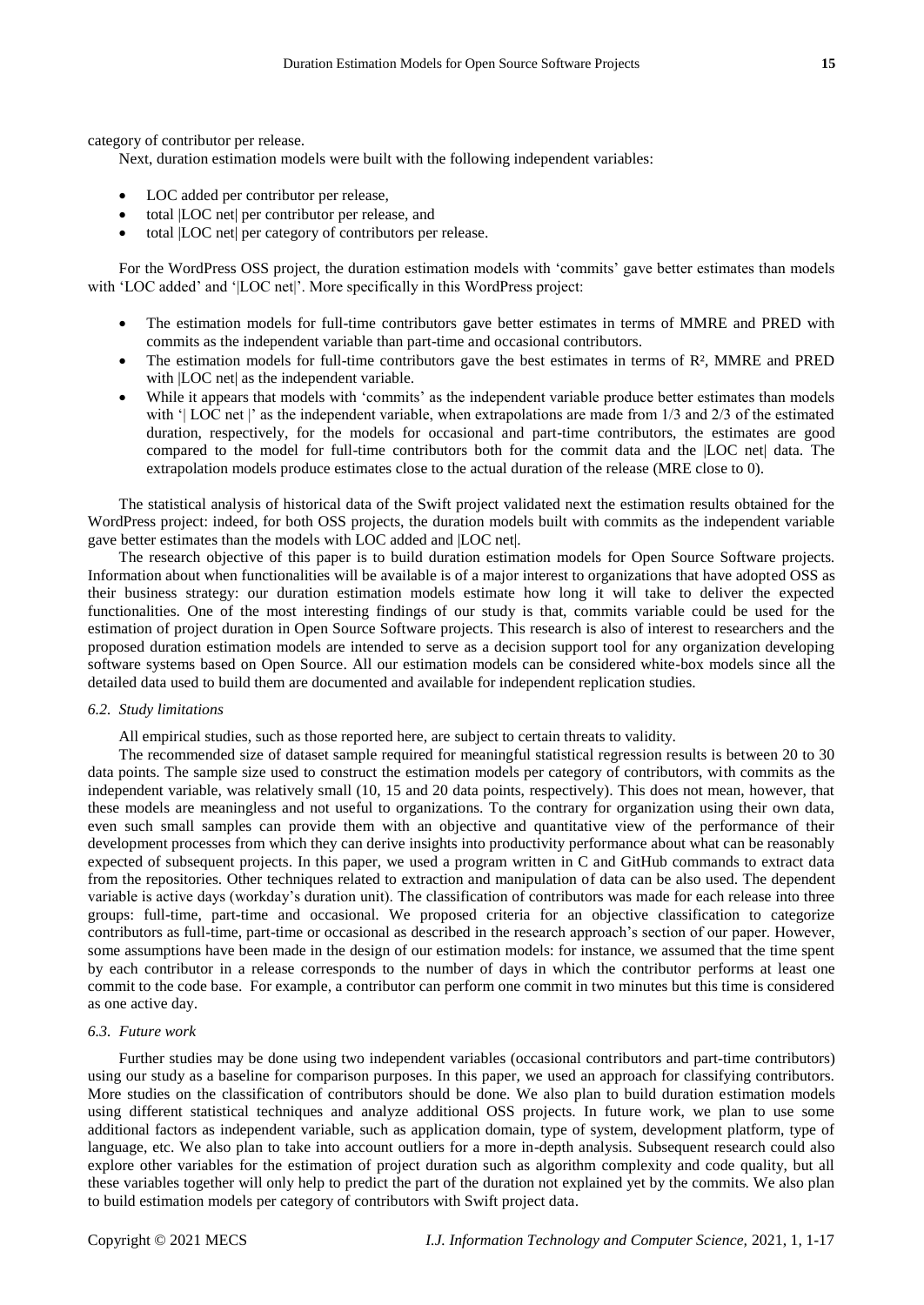category of contributor per release.

Next, duration estimation models were built with the following independent variables:

- LOC added per contributor per release,
- total |LOC net| per contributor per release, and
- total |LOC net| per category of contributors per release.

For the WordPress OSS project, the duration estimation models with 'commits' gave better estimates than models with 'LOC added' and '|LOC net|'. More specifically in this WordPress project:

- The estimation models for full-time contributors gave better estimates in terms of MMRE and PRED with commits as the independent variable than part-time and occasional contributors.
- The estimation models for full-time contributors gave the best estimates in terms of $R^2$, MMRE and PRED with |LOC net| as the independent variable.
- While it appears that models with 'commits' as the independent variable produce better estimates than models with '| LOC net |' as the independent variable, when extrapolations are made from 1/3 and 2/3 of the estimated duration, respectively, for the models for occasional and part-time contributors, the estimates are good compared to the model for full-time contributors both for the commit data and the |LOC net| data. The extrapolation models produce estimates close to the actual duration of the release (MRE close to 0).

The statistical analysis of historical data of the Swift project validated next the estimation results obtained for the WordPress project: indeed, for both OSS projects, the duration models built with commits as the independent variable gave better estimates than the models with LOC added and |LOC net|.

The research objective of this paper is to build duration estimation models for Open Source Software projects. Information about when functionalities will be available is of a major interest to organizations that have adopted OSS as their business strategy: our duration estimation models estimate how long it will take to deliver the expected functionalities. One of the most interesting findings of our study is that, commits variable could be used for the estimation of project duration in Open Source Software projects. This research is also of interest to researchers and the proposed duration estimation models are intended to serve as a decision support tool for any organization developing software systems based on Open Source. All our estimation models can be considered white-box models since all the detailed data used to build them are documented and available for independent replication studies.

### *6.2. Study limitations*

All empirical studies, such as those reported here, are subject to certain threats to validity.

The recommended size of dataset sample required for meaningful statistical regression results is between 20 to 30 data points. The sample size used to construct the estimation models per category of contributors, with commits as the independent variable, was relatively small (10, 15 and 20 data points, respectively). This does not mean, however, that these models are meaningless and not useful to organizations. To the contrary for organization using their own data, even such small samples can provide them with an objective and quantitative view of the performance of their development processes from which they can derive insights into productivity performance about what can be reasonably expected of subsequent projects. In this paper, we used a program written in C and GitHub commands to extract data from the repositories. Other techniques related to extraction and manipulation of data can be also used. The dependent variable is active days (workday's duration unit). The classification of contributors was made for each release into three groups: full-time, part-time and occasional. We proposed criteria for an objective classification to categorize contributors as full-time, part-time or occasional as described in the research approach's section of our paper. However, some assumptions have been made in the design of our estimation models: for instance, we assumed that the time spent by each contributor in a release corresponds to the number of days in which the contributor performs at least one commit to the code base. For example, a contributor can perform one commit in two minutes but this time is considered as one active day.

### *6.3. Future work*

Further studies may be done using two independent variables (occasional contributors and part-time contributors) using our study as a baseline for comparison purposes. In this paper, we used an approach for classifying contributors. More studies on the classification of contributors should be done. We also plan to build duration estimation models using different statistical techniques and analyze additional OSS projects. In future work, we plan to use some additional factors as independent variable, such as application domain, type of system, development platform, type of language, etc. We also plan to take into account outliers for a more in-depth analysis. Subsequent research could also explore other variables for the estimation of project duration such as algorithm complexity and code quality, but all these variables together will only help to predict the part of the duration not explained yet by the commits. We also plan to build estimation models per category of contributors with Swift project data.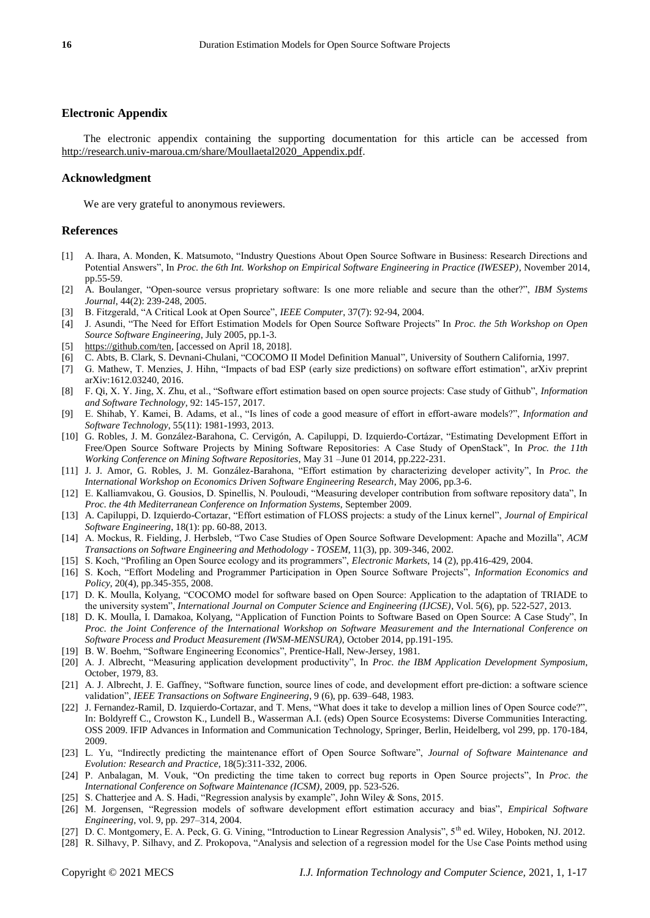## Electronic Appendix

The electronic appendix containing the supporting documentation for this article can be accessed from http://research.univ-maroua.cm/share/Moullaetal2020_Appendix.pdf.

## Acknowledgment

We are very grateful to anonymous reviewers.

## References

- [1] A. Ihara, A. Monden, K. Matsumoto, "Industry Questions About Open Source Software in Business: Research Directions and Potential Answers", In *Proc. the 6th Int. Workshop on Empirical Software Engineering in Practice (IWESEP)*, November 2014, pp.55-59.
- [2] A. Boulanger, "Open-source versus proprietary software: Is one more reliable and secure than the other?", *IBM Systems Journal*, 44(2): 239-248, 2005.
- [3] B. Fitzgerald, "A Critical Look at Open Source", *IEEE Computer*, 37(7): 92-94, 2004.
- [4] J. Asundi, "The Need for Effort Estimation Models for Open Source Software Projects" In *Proc. the 5th Workshop on Open Source Software Engineering*, July 2005, pp.1-3.
- [5] https://github.com/ten, [accessed on April 18, 2018].
- [6] C. Abts, B. Clark, S. Devnani-Chulani, "COCOMO II Model Definition Manual", University of Southern California, 1997.
- [7] G. Mathew, T. Menzies, J. Hihn, "Impacts of bad ESP (early size predictions) on software effort estimation", arXiv preprint arXiv:1612.03240, 2016.
- [8] F. Qi, X. Y. Jing, X. Zhu, et al., "Software effort estimation based on open source projects: Case study of Github", *Information and Software Technology*, 92: 145-157, 2017.
- [9] E. Shihab, Y. Kamei, B. Adams, et al., "Is lines of code a good measure of effort in effort-aware models?", *Information and Software Technology*, 55(11): 1981-1993, 2013.
- [10] G. Robles, J. M. González-Barahona, C. Cervigón, A. Capiluppi, D. Izquierdo-Cortázar, "Estimating Development Effort in Free/Open Source Software Projects by Mining Software Repositories: A Case Study of OpenStack", In *Proc. the 11th Working Conference on Mining Software Repositories*, May 31 –June 01 2014, pp.222-231.
- [11] J. J. Amor, G. Robles, J. M. González-Barahona, "Effort estimation by characterizing developer activity", In *Proc. the International Workshop on Economics Driven Software Engineering Research*, May 2006, pp.3-6.
- [12] E. Kalliamvakou, G. Gousios, D. Spinellis, N. Pouloudi, "Measuring developer contribution from software repository data", In *Proc. the 4th Mediterranean Conference on Information Systems*, September 2009.
- [13] A. Capiluppi, D. Izquierdo-Cortazar, "Effort estimation of FLOSS projects: a study of the Linux kernel", *Journal of Empirical Software Engineering*, 18(1): pp. 60-88, 2013.
- [14] A. Mockus, R. Fielding, J. Herbsleb, "Two Case Studies of Open Source Software Development: Apache and Mozilla", *ACM Transactions on Software Engineering and Methodology - TOSEM*, 11(3), pp. 309-346, 2002.
- [15] S. Koch, "Profiling an Open Source ecology and its programmers", *Electronic Markets*, 14 (2), pp.416-429, 2004.
- [16] S. Koch, "Effort Modeling and Programmer Participation in Open Source Software Projects", *Information Economics and Policy*, 20(4), pp.345-355, 2008.
- [17] D. K. Moulla, Kolyang, "COCOMO model for software based on Open Source: Application to the adaptation of TRIADE to the university system", *International Journal on Computer Science and Engineering (IJCSE)*, Vol. 5(6), pp. 522-527, 2013.
- [18] D. K. Moulla, I. Damakoa, Kolyang, "Application of Function Points to Software Based on Open Source: A Case Study", In *Proc. the Joint Conference of the International Workshop on Software Measurement and the International Conference on Software Process and Product Measurement (IWSM-MENSURA)*, October 2014, pp.191-195.
- [19] B. W. Boehm, "Software Engineering Economics", Prentice-Hall, New-Jersey, 1981.
- [20] A. J. Albrecht, "Measuring application development productivity", In *Proc. the IBM Application Development Symposium*, October, 1979, 83.
- [21] A. J. Albrecht, J. E. Gaffney, "Software function, source lines of code, and development effort pre-diction: a software science validation", *IEEE Transactions on Software Engineering*, 9 (6), pp. 639–648, 1983.
- [22] J. Fernandez-Ramil, D. Izquierdo-Cortazar, and T. Mens, "What does it take to develop a million lines of Open Source code?", In: Boldyreff C., Crowston K., Lundell B., Wasserman A.I. (eds) Open Source Ecosystems: Diverse Communities Interacting. OSS 2009. IFIP Advances in Information and Communication Technology, Springer, Berlin, Heidelberg, vol 299, pp. 170-184, 2009.
- [23] L. Yu, "Indirectly predicting the maintenance effort of Open Source Software", *Journal of Software Maintenance and Evolution: Research and Practice*, 18(5):311-332, 2006.
- [24] P. Anbalagan, M. Vouk, "On predicting the time taken to correct bug reports in Open Source projects", In *Proc. the International Conference on Software Maintenance (ICSM)*, 2009, pp. 523-526.
- [25] S. Chatterjee and A. S. Hadi, "Regression analysis by example", John Wiley & Sons, 2015.
- [26] M. Jorgensen, "Regression models of software development effort estimation accuracy and bias", *Empirical Software Engineering*, vol. 9, pp. 297–314, 2004.
- [27] D. C. Montgomery, E. A. Peck, G. G. Vining, "Introduction to Linear Regression Analysis", 5th ed. Wiley, Hoboken, NJ. 2012.
- [28] R. Silhavy, P. Silhavy, and Z. Prokopova, "Analysis and selection of a regression model for the Use Case Points method using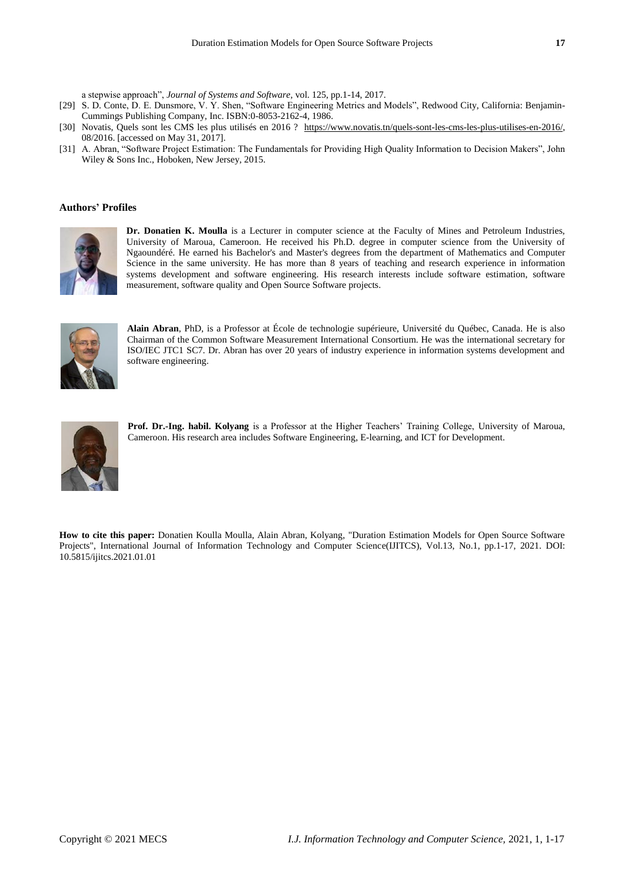a stepwise approach", *Journal of Systems and Software*, vol. 125, pp.1-14, 2017.

[29] S. D. Conte, D. E. Dunsmore, V. Y. Shen, "Software Engineering Metrics and Models", Redwood City, California: Benjamin-Cummings Publishing Company, Inc. ISBN:0-8053-2162-4, 1986.

[30] Novatis, Quels sont les CMS les plus utilisés en 2016 ? https://www.novatis.tn/quels-sont-les-cms-les-plus-utilises-en-2016/, 08/2016. [accessed on May 31, 2017].

[31] A. Abran, "Software Project Estimation: The Fundamentals for Providing High Quality Information to Decision Makers", John Wiley & Sons Inc., Hoboken, New Jersey, 2015.

## Authors' Profiles

**Dr. Donatien K. Moulla** is a Lecturer in computer science at the Faculty of Mines and Petroleum Industries, University of Maroua, Cameroon. He received his Ph.D. degree in computer science from the University of Ngaoundéré. He earned his Bachelor's and Master's degrees from the department of Mathematics and Computer Science in the same university. He has more than 8 years of teaching and research experience in information systems development and software engineering. His research interests include software estimation, software measurement, software quality and Open Source Software projects.

**Alain Abran**, PhD, is a Professor at École de technologie supérieure, Université du Québec, Canada. He is also Chairman of the Common Software Measurement International Consortium. He was the international secretary for ISO/IEC JTC1 SC7. Dr. Abran has over 20 years of industry experience in information systems development and software engineering.

**Prof. Dr.-Ing. habil. Kolyang** is a Professor at the Higher Teachers' Training College, University of Maroua, Cameroon. His research area includes Software Engineering, E-learning, and ICT for Development.

**How to cite this paper:** Donatien Koulla Moulla, Alain Abran, Kolyang, "Duration Estimation Models for Open Source Software Projects", International Journal of Information Technology and Computer Science(IJITCS), Vol.13, No.1, pp.1-17, 2021. DOI: 10.5815/ijitcs.2021.01.01